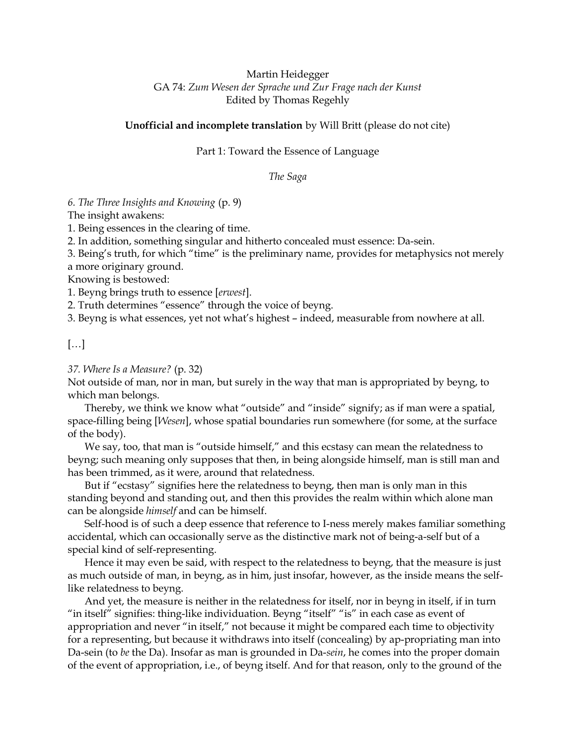Martin Heidegger
GA 74: *Zum Wesen der Sprache und Zur Frage nach der Kunst*
Edited by Thomas Regehly

**Unofficial and incomplete translation** by Will Britt (please do not cite)

Part 1: Toward the Essence of Language

*The Saga*

*6. The Three Insights and Knowing* (p. 9)

The insight awakens:

1. Being essences in the clearing of time.
2. In addition, something singular and hitherto concealed must essence: Da-sein.
3. Being's truth, for which "time" is the preliminary name, provides for metaphysics not merely a more originary ground.

Knowing is bestowed:

1. Beyng brings truth to essence [*erwest*].
2. Truth determines "essence" through the voice of beyng.
3. Beyng is what essences, yet not what's highest – indeed, measurable from nowhere at all.

[…]

*37. Where Is a Measure?* (p. 32)

Not outside of man, nor in man, but surely in the way that man is appropriated by beyng, to which man belongs.

Thereby, we think we know what "outside" and "inside" signify; as if man were a spatial, space-filling being [*Wesen*], whose spatial boundaries run somewhere (for some, at the surface of the body).

We say, too, that man is "outside himself," and this ecstasy can mean the relatedness to beyng; such meaning only supposes that then, in being alongside himself, man is still man and has been trimmed, as it were, around that relatedness.

But if "ecstasy" signifies here the relatedness to beyng, then man is only man in this standing beyond and standing out, and then this provides the realm within which alone man can be alongside *himself* and can be himself.

Self-hood is of such a deep essence that reference to I-ness merely makes familiar something accidental, which can occasionally serve as the distinctive mark not of being-a-self but of a special kind of self-representing.

Hence it may even be said, with respect to the relatedness to beyng, that the measure is just as much outside of man, in beyng, as in him, just insofar, however, as the inside means the self-like relatedness to beyng.

And yet, the measure is neither in the relatedness for itself, nor in beyng in itself, if in turn "in itself" signifies: thing-like individuation. Beyng "itself" "is" in each case as event of appropriation and never "in itself," not because it might be compared each time to objectivity for a representing, but because it withdraws into itself (concealing) by ap-propriating man into Da-sein (to *be* the Da). Insofar as man is grounded in Da-*sein*, he comes into the proper domain of the event of appropriation, i.e., of beyng itself. And for that reason, only to the ground of the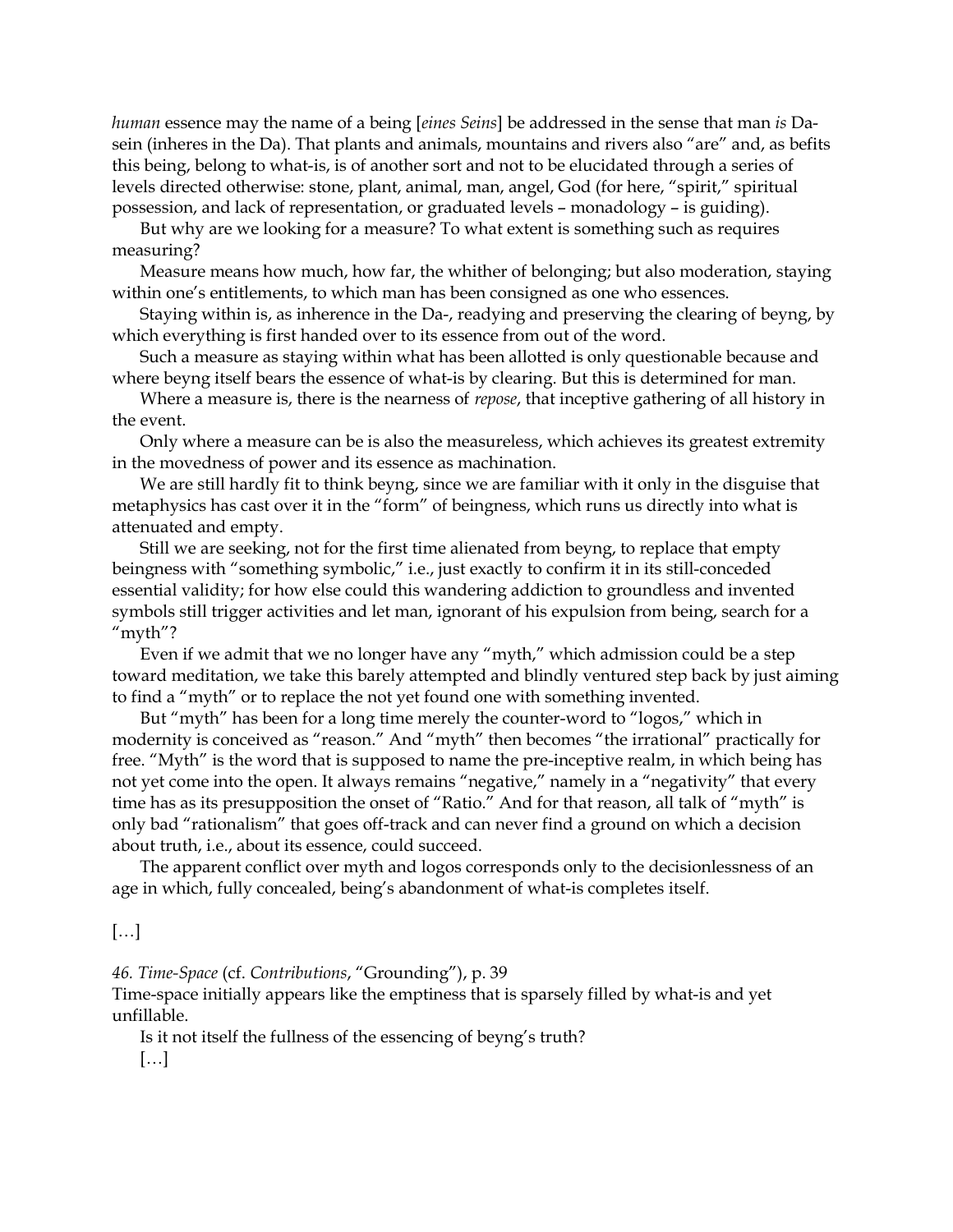*human* essence may the name of a being [*eines Seins*] be addressed in the sense that man *is* Da-sein (inheres in the Da). That plants and animals, mountains and rivers also "are" and, as befits this being, belong to what-is, is of another sort and not to be elucidated through a series of levels directed otherwise: stone, plant, animal, man, angel, God (for here, "spirit," spiritual possession, and lack of representation, or graduated levels – monadology – is guiding).

But why are we looking for a measure? To what extent is something such as requires measuring?

Measure means how much, how far, the whither of belonging; but also moderation, staying within one's entitlements, to which man has been consigned as one who essences.

Staying within is, as inherence in the Da-, readying and preserving the clearing of beyng, by which everything is first handed over to its essence from out of the word.

Such a measure as staying within what has been allotted is only questionable because and where beyng itself bears the essence of what-is by clearing. But this is determined for man.

Where a measure is, there is the nearness of *repose*, that inceptive gathering of all history in the event.

Only where a measure can be is also the measureless, which achieves its greatest extremity in the movedness of power and its essence as machination.

We are still hardly fit to think beyng, since we are familiar with it only in the disguise that metaphysics has cast over it in the "form" of beingness, which runs us directly into what is attenuated and empty.

Still we are seeking, not for the first time alienated from beyng, to replace that empty beingness with "something symbolic," i.e., just exactly to confirm it in its still-conceded essential validity; for how else could this wandering addiction to groundless and invented symbols still trigger activities and let man, ignorant of his expulsion from being, search for a "myth"?

Even if we admit that we no longer have any "myth," which admission could be a step toward meditation, we take this barely attempted and blindly ventured step back by just aiming to find a "myth" or to replace the not yet found one with something invented.

But "myth" has been for a long time merely the counter-word to "logos," which in modernity is conceived as "reason." And "myth" then becomes "the irrational" practically for free. "Myth" is the word that is supposed to name the pre-inceptive realm, in which being has not yet come into the open. It always remains "negative," namely in a "negativity" that every time has as its presupposition the onset of "Ratio." And for that reason, all talk of "myth" is only bad "rationalism" that goes off-track and can never find a ground on which a decision about truth, i.e., about its essence, could succeed.

The apparent conflict over myth and logos corresponds only to the decisionlessness of an age in which, fully concealed, being's abandonment of what-is completes itself.

[…]

*46. Time-Space* (cf. *Contributions*, "Grounding"), p. 39

Time-space initially appears like the emptiness that is sparsely filled by what-is and yet unfillable.

Is it not itself the fullness of the essencing of beyng's truth?

[…]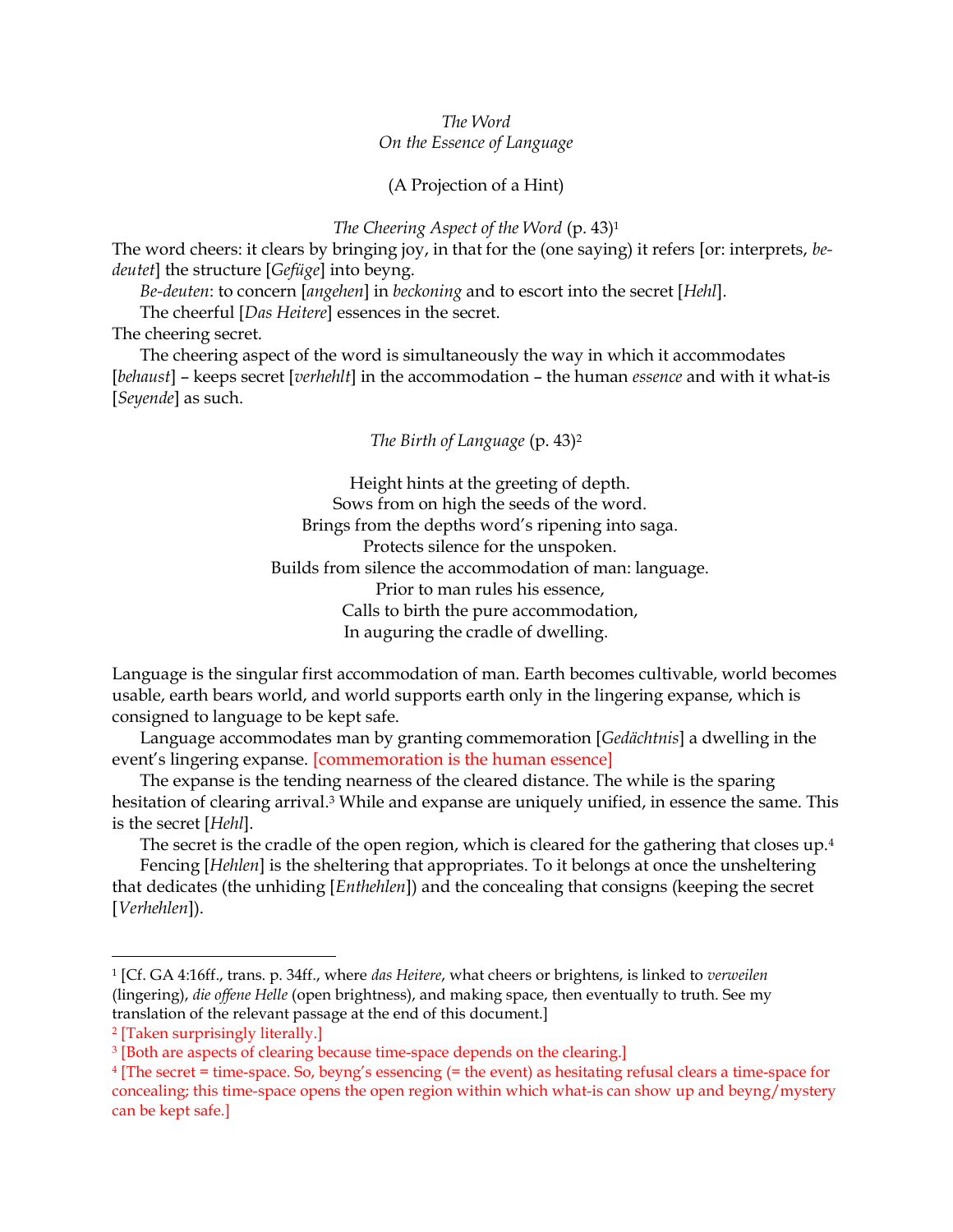*The Word*
*On the Essence of Language*

(A Projection of a Hint)

*The Cheering Aspect of the Word* (p. 43)[1]

The word cheers: it clears by bringing joy, in that for the (one saying) it refers [or: interprets, *be-deutet*] the structure [*Gefüge*] into beyng.

*Be-deuten*: to concern [*angehen*] in *beckoning* and to escort into the secret [*Hehl*].

The cheerful [*Das Heitere*] essences in the secret.

The cheering secret.

The cheering aspect of the word is simultaneously the way in which it accommodates [*behaust*] – keeps secret [*verhehlt*] in the accommodation – the human *essence* and with it what-is [*Seyende*] as such.

*The Birth of Language* (p. 43)[2]

Height hints at the greeting of depth.
Sows from on high the seeds of the word.
Brings from the depths word's ripening into saga.
Protects silence for the unspoken.
Builds from silence the accommodation of man: language.
Prior to man rules his essence,
Calls to birth the pure accommodation,
In auguring the cradle of dwelling.

Language is the singular first accommodation of man. Earth becomes cultivable, world becomes usable, earth bears world, and world supports earth only in the lingering expanse, which is consigned to language to be kept safe.

Language accommodates man by granting commemoration [*Gedächtnis*] a dwelling in the event's lingering expanse. [commemoration is the human essence]

The expanse is the tending nearness of the cleared distance. The while is the sparing hesitation of clearing arrival.[3] While and expanse are uniquely unified, in essence the same. This is the secret [*Hehl*].

The secret is the cradle of the open region, which is cleared for the gathering that closes up.[4]

Fencing [*Hehlen*] is the sheltering that appropriates. To it belongs at once the unsheltering that dedicates (the unhiding [*Enthehlen*]) and the concealing that consigns (keeping the secret [*Verhehlen*]).

---

[1] [Cf. GA 4:16ff., trans. p. 34ff., where *das Heitere*, what cheers or brightens, is linked to *verweilen* (lingering), *die offene Helle* (open brightness), and making space, then eventually to truth. See my translation of the relevant passage at the end of this document.]

[2] [Taken surprisingly literally.]

[3] [Both are aspects of clearing because time-space depends on the clearing.]

[4] [The secret = time-space. So, beyng's essencing (= the event) as hesitating refusal clears a time-space for concealing; this time-space opens the open region within which what-is can show up and beyng/mystery can be kept safe.]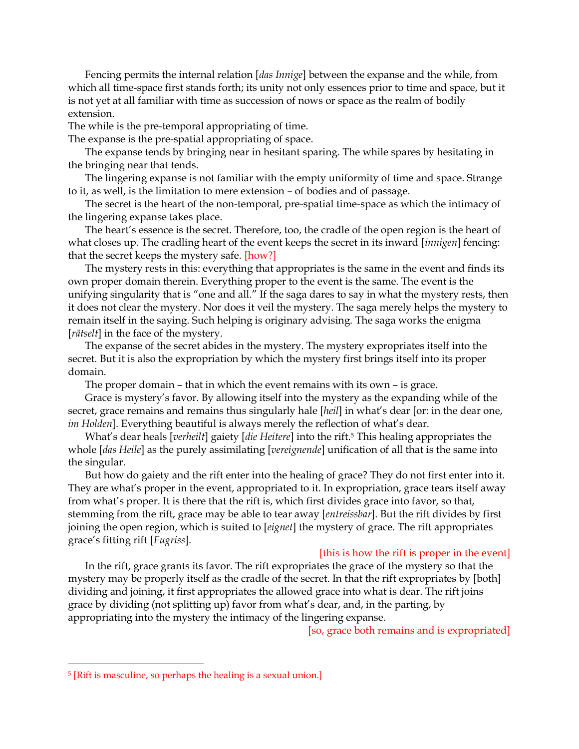Fencing permits the internal relation [*das Innige*] between the expanse and the while, from which all time-space first stands forth; its unity not only essences prior to time and space, but it is not yet at all familiar with time as succession of nows or space as the realm of bodily extension.

The while is the pre-temporal appropriating of time.

The expanse is the pre-spatial appropriating of space.

The expanse tends by bringing near in hesitant sparing. The while spares by hesitating in the bringing near that tends.

The lingering expanse is not familiar with the empty uniformity of time and space. Strange to it, as well, is the limitation to mere extension – of bodies and of passage.

The secret is the heart of the non-temporal, pre-spatial time-space as which the intimacy of the lingering expanse takes place.

The heart's essence is the secret. Therefore, too, the cradle of the open region is the heart of what closes up. The cradling heart of the event keeps the secret in its inward [*innigen*] fencing: that the secret keeps the mystery safe. [how?]

The mystery rests in this: everything that appropriates is the same in the event and finds its own proper domain therein. Everything proper to the event is the same. The event is the unifying singularity that is "one and all." If the saga dares to say in what the mystery rests, then it does not clear the mystery. Nor does it veil the mystery. The saga merely helps the mystery to remain itself in the saying. Such helping is originary advising. The saga works the enigma [*rätselt*] in the face of the mystery.

The expanse of the secret abides in the mystery. The mystery expropriates itself into the secret. But it is also the expropriation by which the mystery first brings itself into its proper domain.

The proper domain – that in which the event remains with its own – is grace.

Grace is mystery's favor. By allowing itself into the mystery as the expanding while of the secret, grace remains and remains thus singularly hale [*heil*] in what's dear [or: in the dear one, *im Holden*]. Everything beautiful is always merely the reflection of what's dear.

What's dear heals [*verheilt*] gaiety [*die Heitere*] into the rift.[5] This healing appropriates the whole [*das Heile*] as the purely assimilating [*vereignende*] unification of all that is the same into the singular.

But how do gaiety and the rift enter into the healing of grace? They do not first enter into it. They are what's proper in the event, appropriated to it. In expropriation, grace tears itself away from what's proper. It is there that the rift is, which first divides grace into favor, so that, stemming from the rift, grace may be able to tear away [*entreissbar*]. But the rift divides by first joining the open region, which is suited to [*eignet*] the mystery of grace. The rift appropriates grace's fitting rift [*Fugriss*].

[this is how the rift is proper in the event]

In the rift, grace grants its favor. The rift expropriates the grace of the mystery so that the mystery may be properly itself as the cradle of the secret. In that the rift expropriates by [both] dividing and joining, it first appropriates the allowed grace into what is dear. The rift joins grace by dividing (not splitting up) favor from what's dear, and, in the parting, by appropriating into the mystery the intimacy of the lingering expanse.

[so, grace both remains and is expropriated]

---

[5] [Rift is masculine, so perhaps the healing is a sexual union.]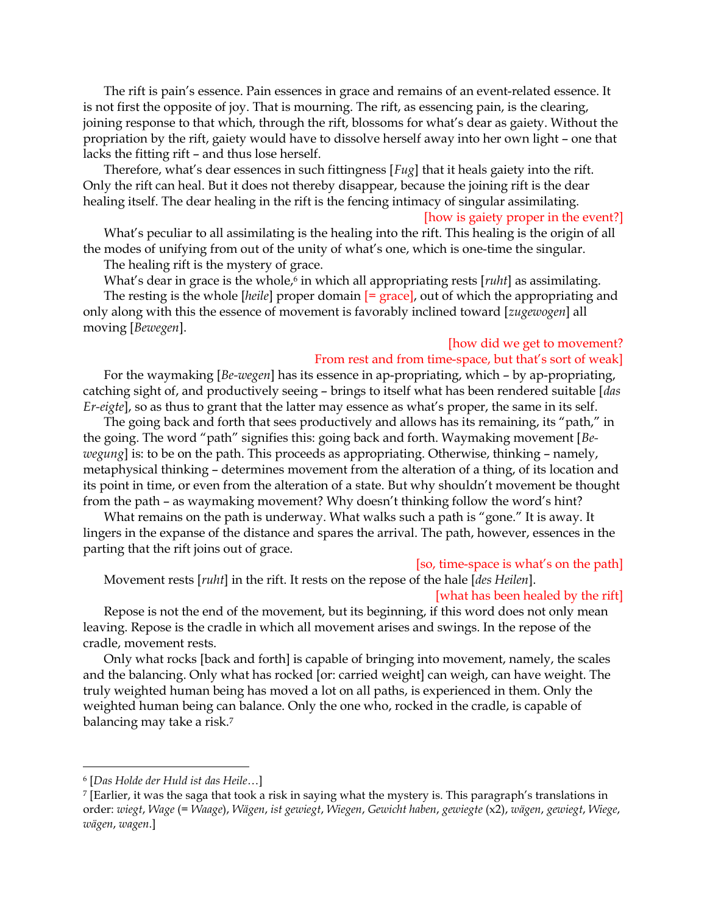The rift is pain's essence. Pain essences in grace and remains of an event-related essence. It is not first the opposite of joy. That is mourning. The rift, as essencing pain, is the clearing, joining response to that which, through the rift, blossoms for what's dear as gaiety. Without the propriation by the rift, gaiety would have to dissolve herself away into her own light – one that lacks the fitting rift – and thus lose herself.

Therefore, what's dear essences in such fittingness [*Fug*] that it heals gaiety into the rift. Only the rift can heal. But it does not thereby disappear, because the joining rift is the dear healing itself. The dear healing in the rift is the fencing intimacy of singular assimilating.

[how is gaiety proper in the event?]

What's peculiar to all assimilating is the healing into the rift. This healing is the origin of all the modes of unifying from out of the unity of what's one, which is one-time the singular.

The healing rift is the mystery of grace.

What's dear in grace is the whole,[6] in which all appropriating rests [*ruht*] as assimilating.

The resting is the whole [*heile*] proper domain [= grace], out of which the appropriating and only along with this the essence of movement is favorably inclined toward [*zugewogen*] all moving [*Bewegen*].

[how did we get to movement?
From rest and from time-space, but that's sort of weak]

For the waymaking [*Be-wegen*] has its essence in ap-propriating, which – by ap-propriating, catching sight of, and productively seeing – brings to itself what has been rendered suitable [*das Er-eigte*], so as thus to grant that the latter may essence as what's proper, the same in its self.

The going back and forth that sees productively and allows has its remaining, its "path," in the going. The word "path" signifies this: going back and forth. Waymaking movement [*Be-wegung*] is: to be on the path. This proceeds as appropriating. Otherwise, thinking – namely, metaphysical thinking – determines movement from the alteration of a thing, of its location and its point in time, or even from the alteration of a state. But why shouldn't movement be thought from the path – as waymaking movement? Why doesn't thinking follow the word's hint?

What remains on the path is underway. What walks such a path is "gone." It is away. It lingers in the expanse of the distance and spares the arrival. The path, however, essences in the parting that the rift joins out of grace.

[so, time-space is what's on the path]

Movement rests [*ruht*] in the rift. It rests on the repose of the hale [*des Heilen*].

[what has been healed by the rift]

Repose is not the end of the movement, but its beginning, if this word does not only mean leaving. Repose is the cradle in which all movement arises and swings. In the repose of the cradle, movement rests.

Only what rocks [back and forth] is capable of bringing into movement, namely, the scales and the balancing. Only what has rocked [or: carried weight] can weigh, can have weight. The truly weighted human being has moved a lot on all paths, is experienced in them. Only the weighted human being can balance. Only the one who, rocked in the cradle, is capable of balancing may take a risk.[7]

---

[6] [*Das Holde der Huld ist das Heile*…]

[7] [Earlier, it was the saga that took a risk in saying what the mystery is. This paragraph's translations in order: *wiegt*, *Wage* (= *Waage*), *Wägen*, *ist gewiegt*, *Wiegen*, *Gewicht haben*, *gewiegte* (x2), *wägen*, *gewiegt*, *Wiege*, *wägen*, *wagen*.]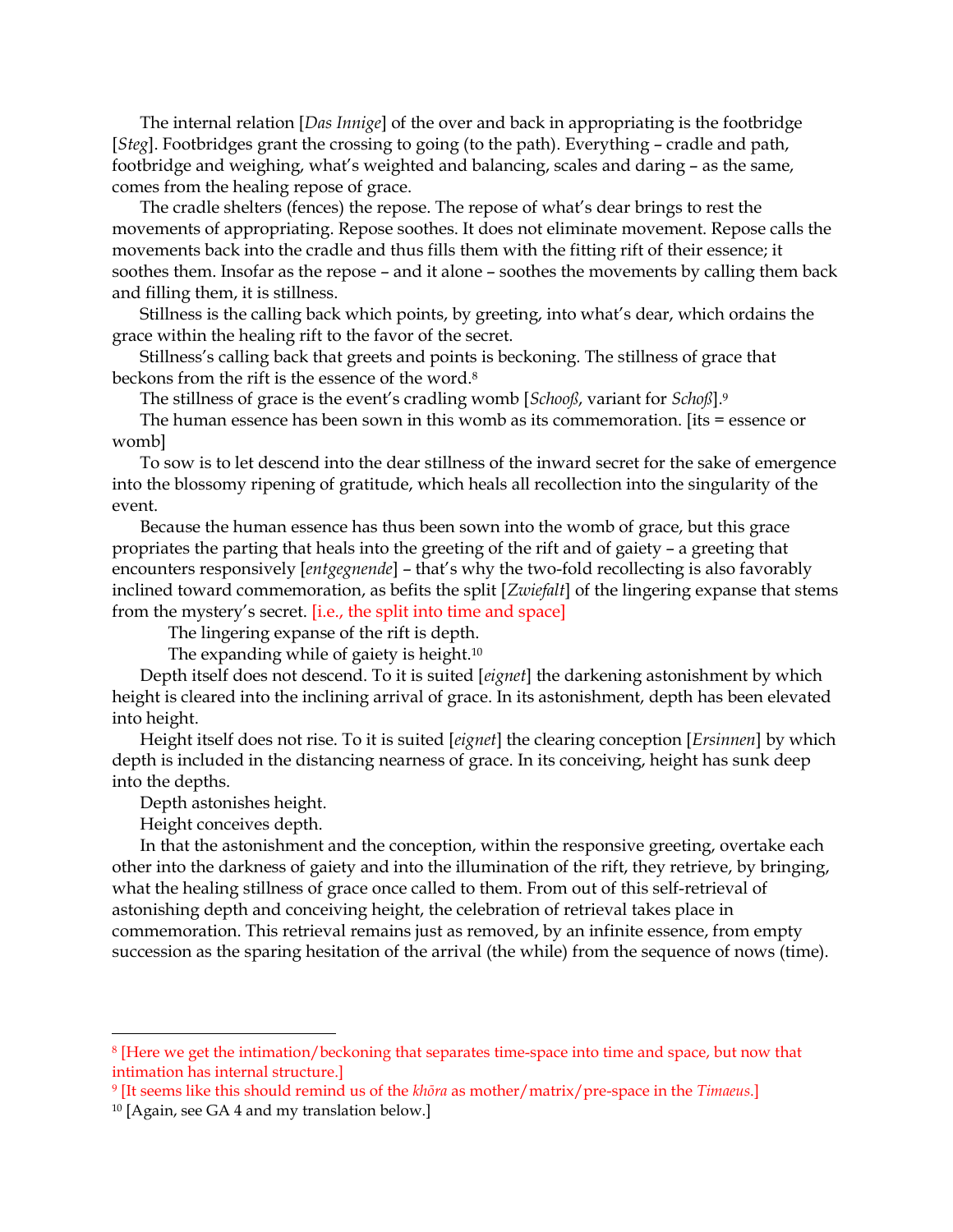The internal relation [*Das Innige*] of the over and back in appropriating is the footbridge [*Steg*]. Footbridges grant the crossing to going (to the path). Everything – cradle and path, footbridge and weighing, what's weighted and balancing, scales and daring – as the same, comes from the healing repose of grace.

The cradle shelters (fences) the repose. The repose of what's dear brings to rest the movements of appropriating. Repose soothes. It does not eliminate movement. Repose calls the movements back into the cradle and thus fills them with the fitting rift of their essence; it soothes them. Insofar as the repose – and it alone – soothes the movements by calling them back and filling them, it is stillness.

Stillness is the calling back which points, by greeting, into what's dear, which ordains the grace within the healing rift to the favor of the secret.

Stillness's calling back that greets and points is beckoning. The stillness of grace that beckons from the rift is the essence of the word.[8]

The stillness of grace is the event's cradling womb [*Schooß*, variant for *Schoß*].[9]

The human essence has been sown in this womb as its commemoration. [its = essence or womb]

To sow is to let descend into the dear stillness of the inward secret for the sake of emergence into the blossomy ripening of gratitude, which heals all recollection into the singularity of the event.

Because the human essence has thus been sown into the womb of grace, but this grace propriates the parting that heals into the greeting of the rift and of gaiety – a greeting that encounters responsively [*entgegnende*] – that's why the two-fold recollecting is also favorably inclined toward commemoration, as befits the split [*Zwiefalt*] of the lingering expanse that stems from the mystery's secret. [i.e., the split into time and space]

> The lingering expanse of the rift is depth.
>
> The expanding while of gaiety is height.[10]

Depth itself does not descend. To it is suited [*eignet*] the darkening astonishment by which height is cleared into the inclining arrival of grace. In its astonishment, depth has been elevated into height.

Height itself does not rise. To it is suited [*eignet*] the clearing conception [*Ersinnen*] by which depth is included in the distancing nearness of grace. In its conceiving, height has sunk deep into the depths.

Depth astonishes height.

Height conceives depth.

In that the astonishment and the conception, within the responsive greeting, overtake each other into the darkness of gaiety and into the illumination of the rift, they retrieve, by bringing, what the healing stillness of grace once called to them. From out of this self-retrieval of astonishing depth and conceiving height, the celebration of retrieval takes place in commemoration. This retrieval remains just as removed, by an infinite essence, from empty succession as the sparing hesitation of the arrival (the while) from the sequence of nows (time).

---

[8] [Here we get the intimation/beckoning that separates time-space into time and space, but now that intimation has internal structure.]

[9] [It seems like this should remind us of the *khōra* as mother/matrix/pre-space in the *Timaeus*.]

[10] [Again, see GA 4 and my translation below.]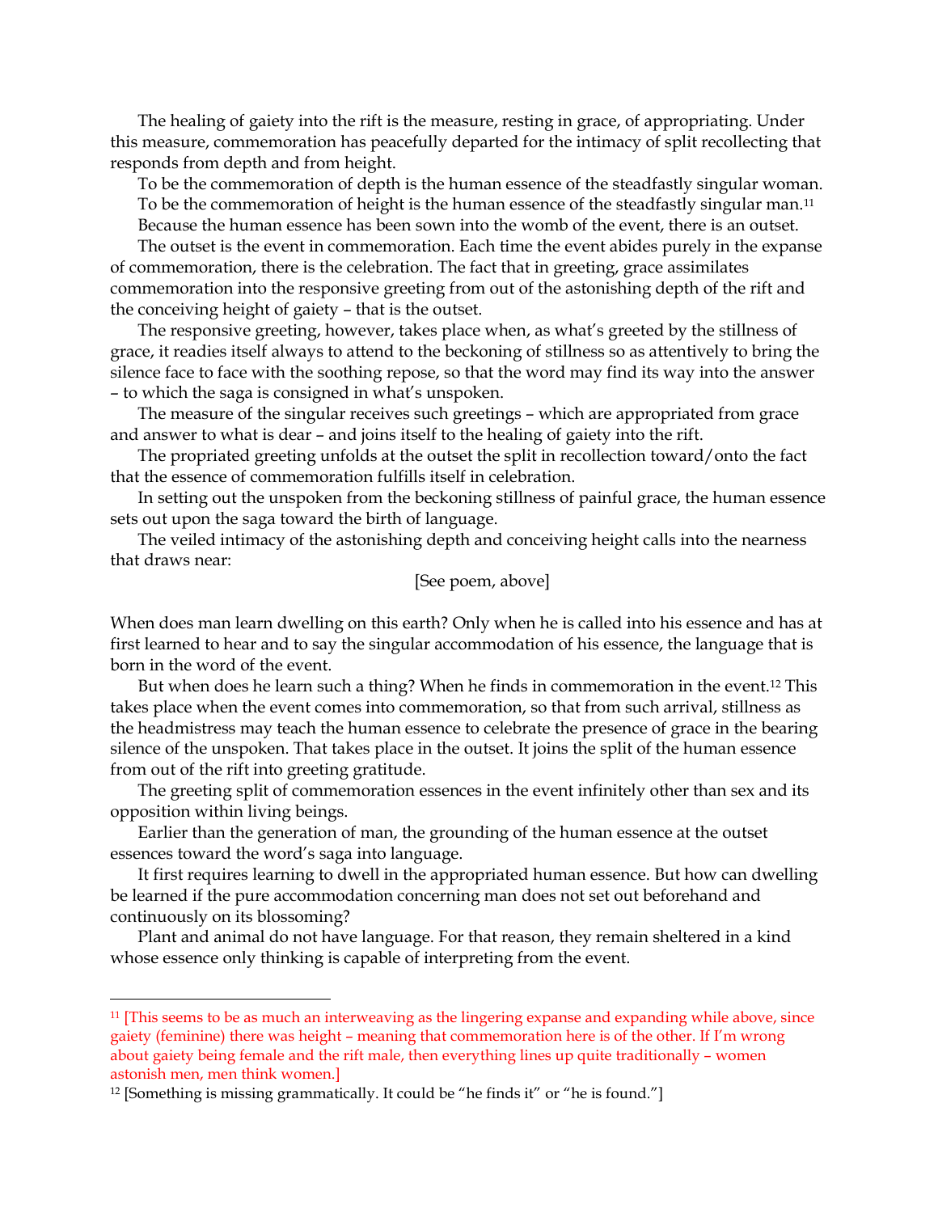The healing of gaiety into the rift is the measure, resting in grace, of appropriating. Under this measure, commemoration has peacefully departed for the intimacy of split recollecting that responds from depth and from height.

To be the commemoration of depth is the human essence of the steadfastly singular woman.

To be the commemoration of height is the human essence of the steadfastly singular man.[11]

Because the human essence has been sown into the womb of the event, there is an outset.

The outset is the event in commemoration. Each time the event abides purely in the expanse of commemoration, there is the celebration. The fact that in greeting, grace assimilates commemoration into the responsive greeting from out of the astonishing depth of the rift and the conceiving height of gaiety – that is the outset.

The responsive greeting, however, takes place when, as what's greeted by the stillness of grace, it readies itself always to attend to the beckoning of stillness so as attentively to bring the silence face to face with the soothing repose, so that the word may find its way into the answer – to which the saga is consigned in what's unspoken.

The measure of the singular receives such greetings – which are appropriated from grace and answer to what is dear – and joins itself to the healing of gaiety into the rift.

The propriated greeting unfolds at the outset the split in recollection toward/onto the fact that the essence of commemoration fulfills itself in celebration.

In setting out the unspoken from the beckoning stillness of painful grace, the human essence sets out upon the saga toward the birth of language.

The veiled intimacy of the astonishing depth and conceiving height calls into the nearness that draws near:

[See poem, above]

When does man learn dwelling on this earth? Only when he is called into his essence and has at first learned to hear and to say the singular accommodation of his essence, the language that is born in the word of the event.

But when does he learn such a thing? When he finds in commemoration in the event.[12] This takes place when the event comes into commemoration, so that from such arrival, stillness as the headmistress may teach the human essence to celebrate the presence of grace in the bearing silence of the unspoken. That takes place in the outset. It joins the split of the human essence from out of the rift into greeting gratitude.

The greeting split of commemoration essences in the event infinitely other than sex and its opposition within living beings.

Earlier than the generation of man, the grounding of the human essence at the outset essences toward the word's saga into language.

It first requires learning to dwell in the appropriated human essence. But how can dwelling be learned if the pure accommodation concerning man does not set out beforehand and continuously on its blossoming?

Plant and animal do not have language. For that reason, they remain sheltered in a kind whose essence only thinking is capable of interpreting from the event.

---

[11] [This seems to be as much an interweaving as the lingering expanse and expanding while above, since gaiety (feminine) there was height – meaning that commemoration here is of the other. If I'm wrong about gaiety being female and the rift male, then everything lines up quite traditionally – women astonish men, men think women.]

[12] [Something is missing grammatically. It could be "he finds it" or "he is found."]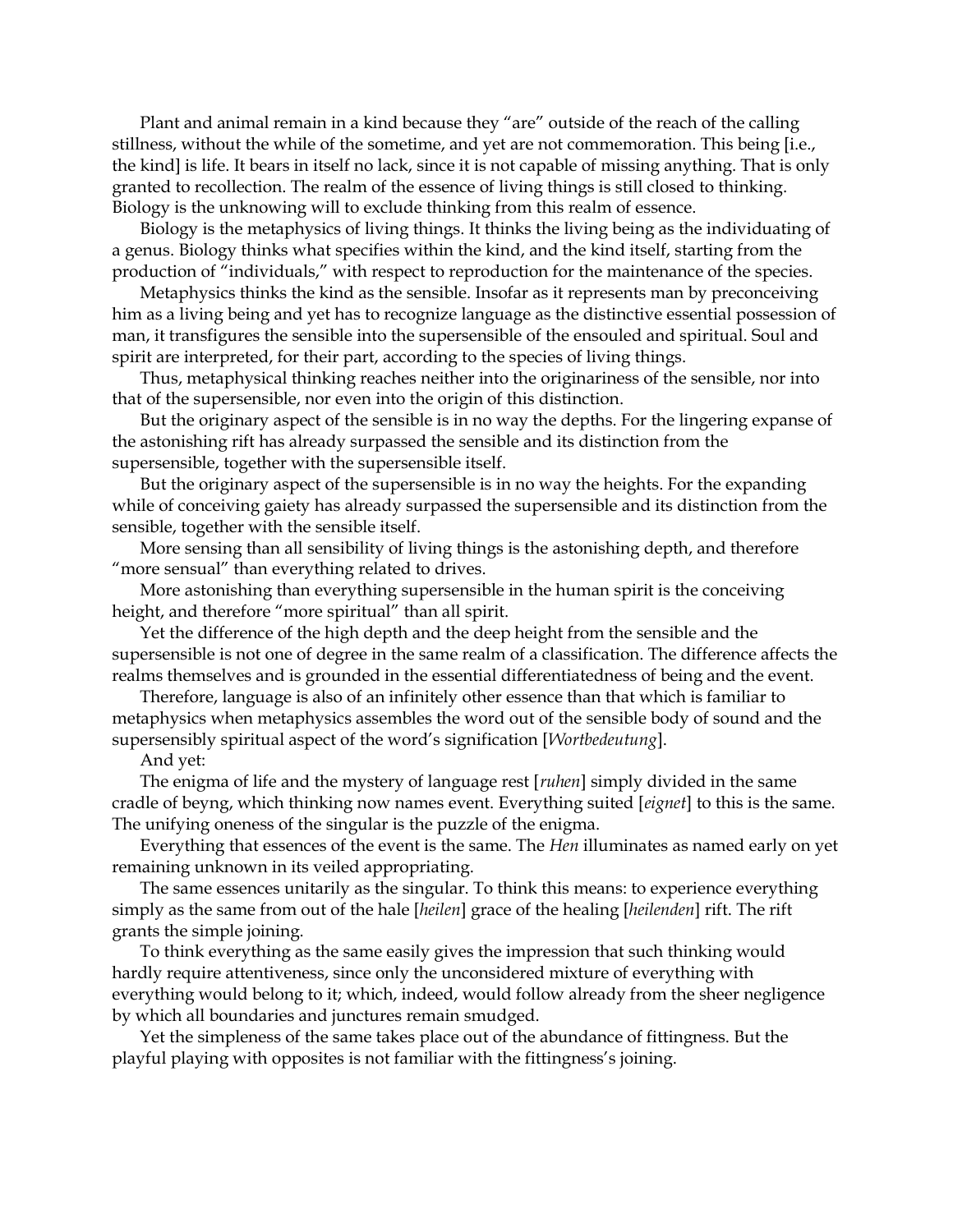Plant and animal remain in a kind because they "are" outside of the reach of the calling stillness, without the while of the sometime, and yet are not commemoration. This being [i.e., the kind] is life. It bears in itself no lack, since it is not capable of missing anything. That is only granted to recollection. The realm of the essence of living things is still closed to thinking. Biology is the unknowing will to exclude thinking from this realm of essence.

Biology is the metaphysics of living things. It thinks the living being as the individuating of a genus. Biology thinks what specifies within the kind, and the kind itself, starting from the production of "individuals," with respect to reproduction for the maintenance of the species.

Metaphysics thinks the kind as the sensible. Insofar as it represents man by preconceiving him as a living being and yet has to recognize language as the distinctive essential possession of man, it transfigures the sensible into the supersensible of the ensouled and spiritual. Soul and spirit are interpreted, for their part, according to the species of living things.

Thus, metaphysical thinking reaches neither into the originariness of the sensible, nor into that of the supersensible, nor even into the origin of this distinction.

But the originary aspect of the sensible is in no way the depths. For the lingering expanse of the astonishing rift has already surpassed the sensible and its distinction from the supersensible, together with the supersensible itself.

But the originary aspect of the supersensible is in no way the heights. For the expanding while of conceiving gaiety has already surpassed the supersensible and its distinction from the sensible, together with the sensible itself.

More sensing than all sensibility of living things is the astonishing depth, and therefore "more sensual" than everything related to drives.

More astonishing than everything supersensible in the human spirit is the conceiving height, and therefore "more spiritual" than all spirit.

Yet the difference of the high depth and the deep height from the sensible and the supersensible is not one of degree in the same realm of a classification. The difference affects the realms themselves and is grounded in the essential differentiatedness of being and the event.

Therefore, language is also of an infinitely other essence than that which is familiar to metaphysics when metaphysics assembles the word out of the sensible body of sound and the supersensibly spiritual aspect of the word's signification [*Wortbedeutung*].

And yet:

The enigma of life and the mystery of language rest [*ruhen*] simply divided in the same cradle of beyng, which thinking now names event. Everything suited [*eignet*] to this is the same. The unifying oneness of the singular is the puzzle of the enigma.

Everything that essences of the event is the same. The *Hen* illuminates as named early on yet remaining unknown in its veiled appropriating.

The same essences unitarily as the singular. To think this means: to experience everything simply as the same from out of the hale [*heilen*] grace of the healing [*heilenden*] rift. The rift grants the simple joining.

To think everything as the same easily gives the impression that such thinking would hardly require attentiveness, since only the unconsidered mixture of everything with everything would belong to it; which, indeed, would follow already from the sheer negligence by which all boundaries and junctures remain smudged.

Yet the simpleness of the same takes place out of the abundance of fittingness. But the playful playing with opposites is not familiar with the fittingness's joining.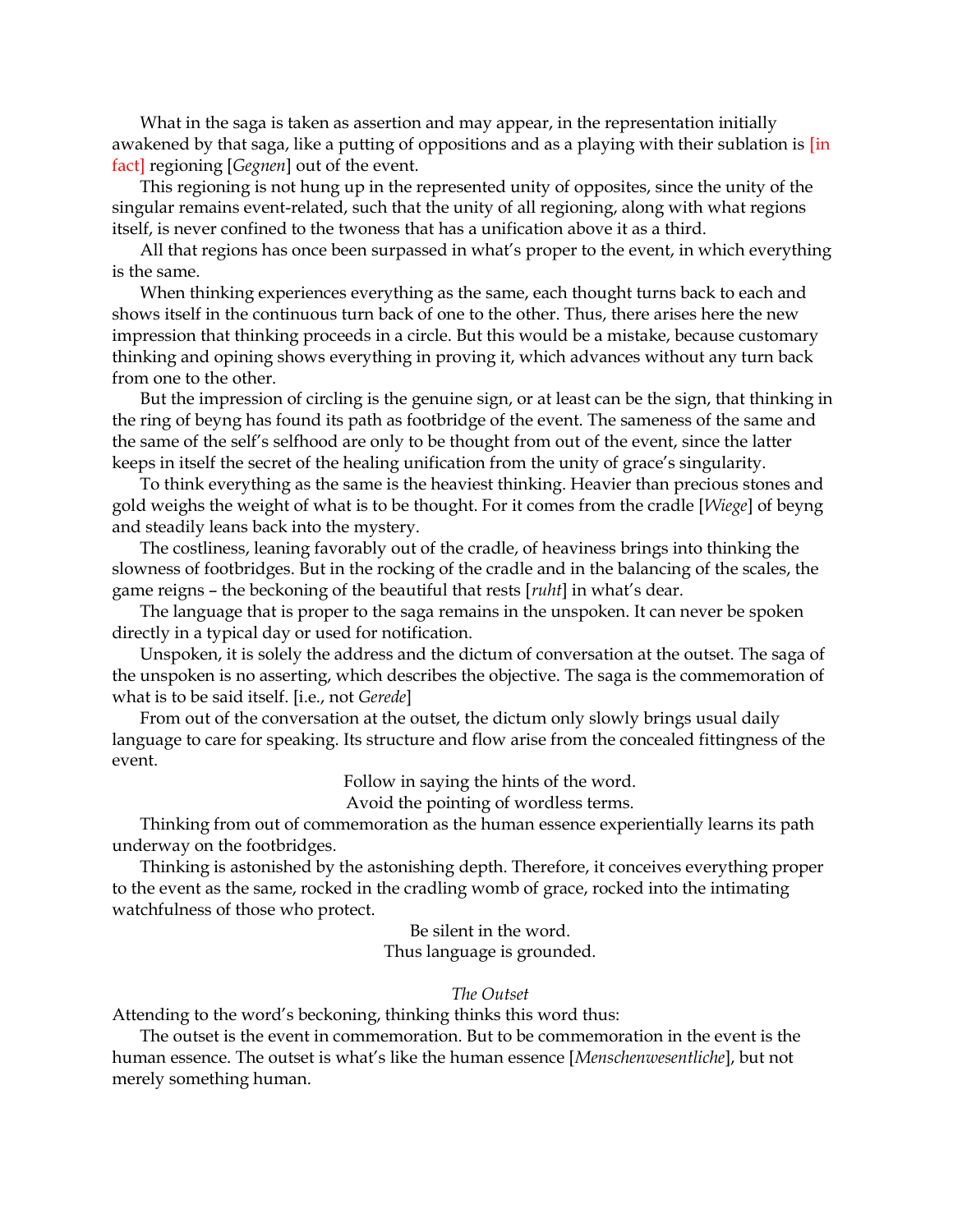What in the saga is taken as assertion and may appear, in the representation initially awakened by that saga, like a putting of oppositions and as a playing with their sublation is [in fact] regioning [*Gegnen*] out of the event.

This regioning is not hung up in the represented unity of opposites, since the unity of the singular remains event-related, such that the unity of all regioning, along with what regions itself, is never confined to the twoness that has a unification above it as a third.

All that regions has once been surpassed in what's proper to the event, in which everything is the same.

When thinking experiences everything as the same, each thought turns back to each and shows itself in the continuous turn back of one to the other. Thus, there arises here the new impression that thinking proceeds in a circle. But this would be a mistake, because customary thinking and opining shows everything in proving it, which advances without any turn back from one to the other.

But the impression of circling is the genuine sign, or at least can be the sign, that thinking in the ring of beyng has found its path as footbridge of the event. The sameness of the same and the same of the self's selfhood are only to be thought from out of the event, since the latter keeps in itself the secret of the healing unification from the unity of grace's singularity.

To think everything as the same is the heaviest thinking. Heavier than precious stones and gold weighs the weight of what is to be thought. For it comes from the cradle [*Wiege*] of beyng and steadily leans back into the mystery.

The costliness, leaning favorably out of the cradle, of heaviness brings into thinking the slowness of footbridges. But in the rocking of the cradle and in the balancing of the scales, the game reigns – the beckoning of the beautiful that rests [*ruht*] in what's dear.

The language that is proper to the saga remains in the unspoken. It can never be spoken directly in a typical day or used for notification.

Unspoken, it is solely the address and the dictum of conversation at the outset. The saga of the unspoken is no asserting, which describes the objective. The saga is the commemoration of what is to be said itself. [i.e., not *Gerede*]

From out of the conversation at the outset, the dictum only slowly brings usual daily language to care for speaking. Its structure and flow arise from the concealed fittingness of the event.

Follow in saying the hints of the word.
Avoid the pointing of wordless terms.

Thinking from out of commemoration as the human essence experientially learns its path underway on the footbridges.

Thinking is astonished by the astonishing depth. Therefore, it conceives everything proper to the event as the same, rocked in the cradling womb of grace, rocked into the intimating watchfulness of those who protect.

Be silent in the word.
Thus language is grounded.

*The Outset*

Attending to the word's beckoning, thinking thinks this word thus:

The outset is the event in commemoration. But to be commemoration in the event is the human essence. The outset is what's like the human essence [*Menschenwesentliche*], but not merely something human.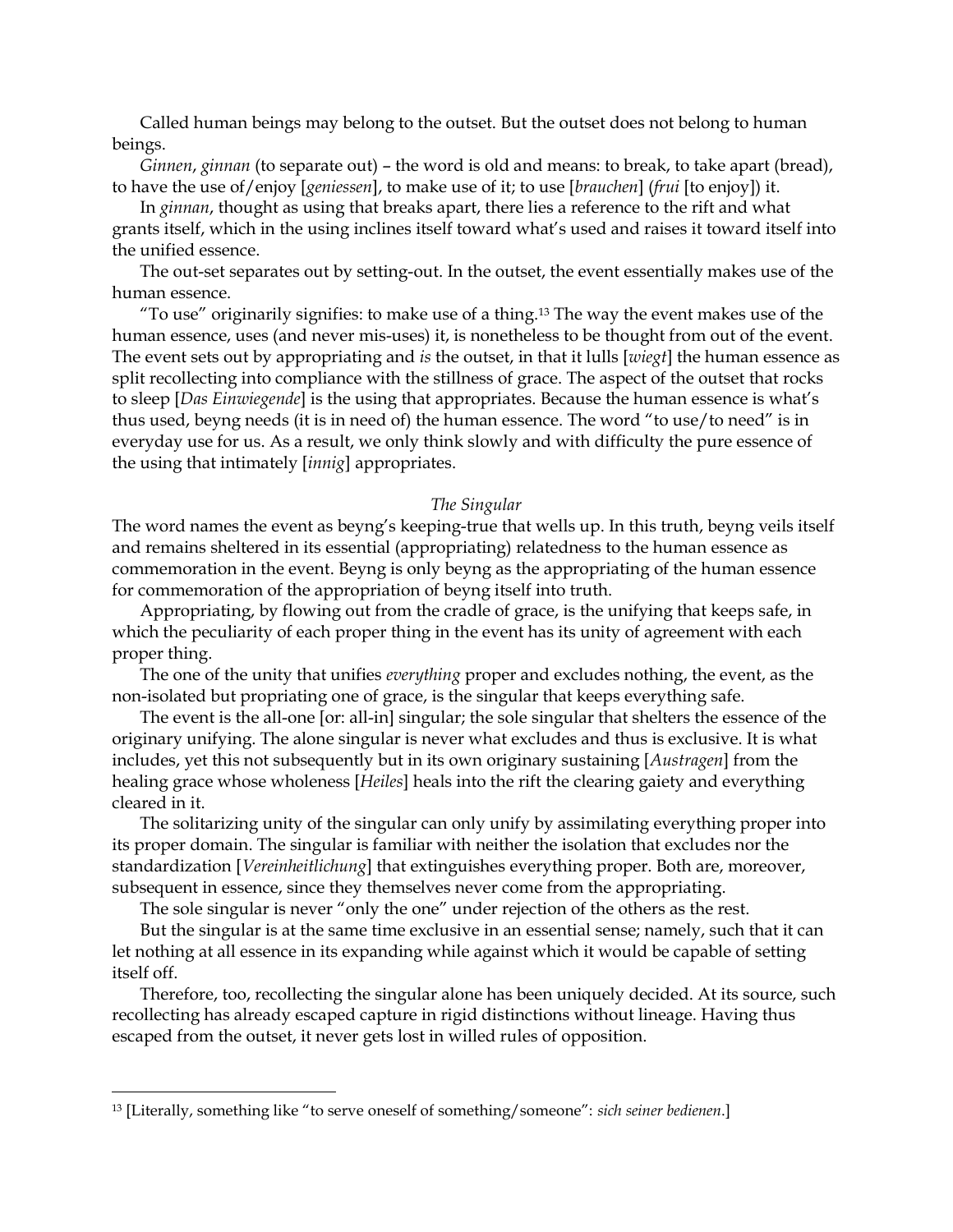Called human beings may belong to the outset. But the outset does not belong to human beings.

*Ginnen*, *ginnan* (to separate out) – the word is old and means: to break, to take apart (bread), to have the use of/enjoy [*geniessen*], to make use of it; to use [*brauchen*] (*frui* [to enjoy]) it.

In *ginnan*, thought as using that breaks apart, there lies a reference to the rift and what grants itself, which in the using inclines itself toward what's used and raises it toward itself into the unified essence.

The out-set separates out by setting-out. In the outset, the event essentially makes use of the human essence.

"To use" originarily signifies: to make use of a thing.[13] The way the event makes use of the human essence, uses (and never mis-uses) it, is nonetheless to be thought from out of the event. The event sets out by appropriating and *is* the outset, in that it lulls [*wiegt*] the human essence as split recollecting into compliance with the stillness of grace. The aspect of the outset that rocks to sleep [*Das Einwiegende*] is the using that appropriates. Because the human essence is what's thus used, beyng needs (it is in need of) the human essence. The word "to use/to need" is in everyday use for us. As a result, we only think slowly and with difficulty the pure essence of the using that intimately [*innig*] appropriates.

*The Singular*

The word names the event as beyng's keeping-true that wells up. In this truth, beyng veils itself and remains sheltered in its essential (appropriating) relatedness to the human essence as commemoration in the event. Beyng is only beyng as the appropriating of the human essence for commemoration of the appropriation of beyng itself into truth.

Appropriating, by flowing out from the cradle of grace, is the unifying that keeps safe, in which the peculiarity of each proper thing in the event has its unity of agreement with each proper thing.

The one of the unity that unifies *everything* proper and excludes nothing, the event, as the non-isolated but propriating one of grace, is the singular that keeps everything safe.

The event is the all-one [or: all-in] singular; the sole singular that shelters the essence of the originary unifying. The alone singular is never what excludes and thus is exclusive. It is what includes, yet this not subsequently but in its own originary sustaining [*Austragen*] from the healing grace whose wholeness [*Heiles*] heals into the rift the clearing gaiety and everything cleared in it.

The solitarizing unity of the singular can only unify by assimilating everything proper into its proper domain. The singular is familiar with neither the isolation that excludes nor the standardization [*Vereinheitlichung*] that extinguishes everything proper. Both are, moreover, subsequent in essence, since they themselves never come from the appropriating.

The sole singular is never "only the one" under rejection of the others as the rest.

But the singular is at the same time exclusive in an essential sense; namely, such that it can let nothing at all essence in its expanding while against which it would be capable of setting itself off.

Therefore, too, recollecting the singular alone has been uniquely decided. At its source, such recollecting has already escaped capture in rigid distinctions without lineage. Having thus escaped from the outset, it never gets lost in willed rules of opposition.

---

[13] [Literally, something like "to serve oneself of something/someone": *sich seiner bedienen*.]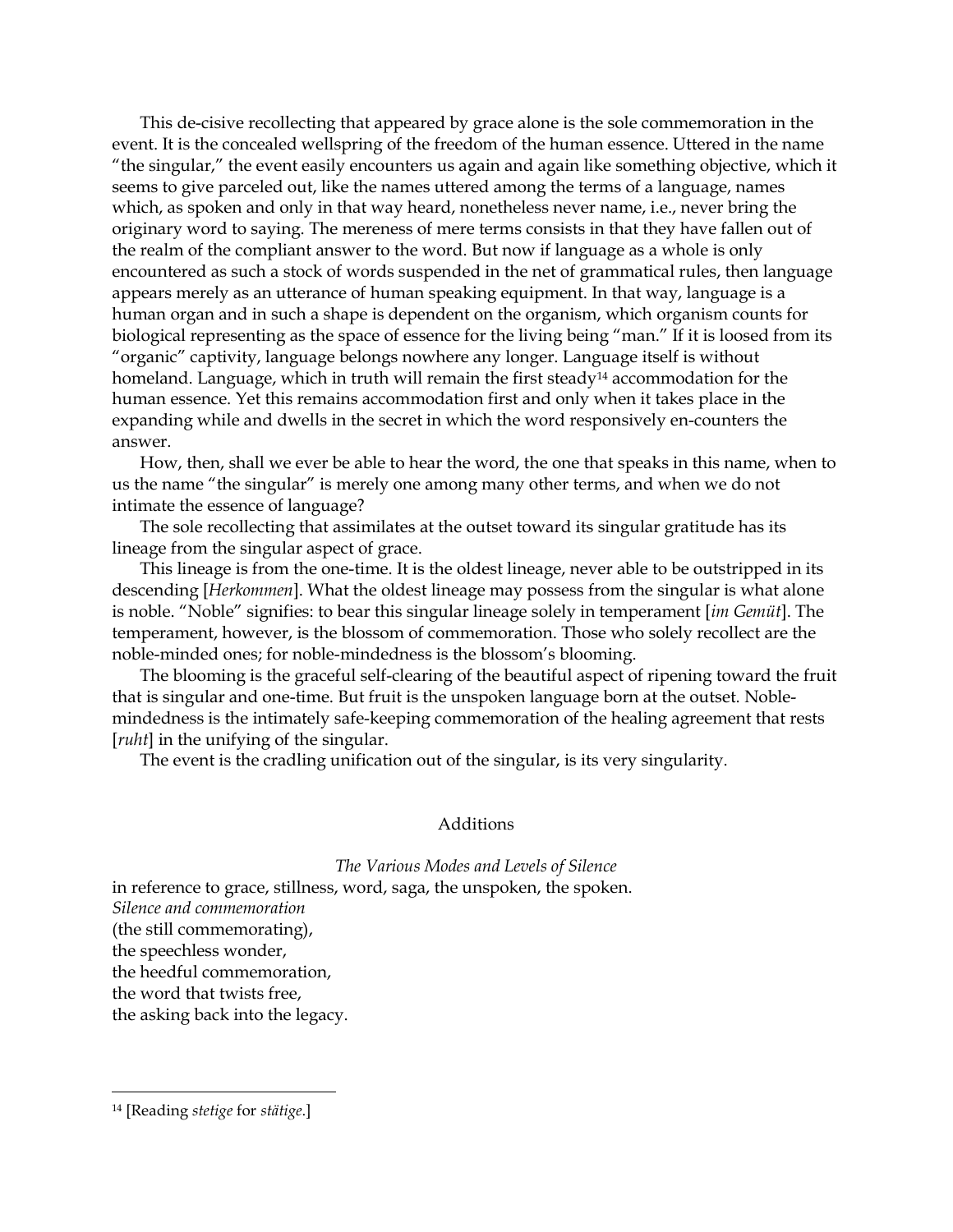This de-cisive recollecting that appeared by grace alone is the sole commemoration in the event. It is the concealed wellspring of the freedom of the human essence. Uttered in the name "the singular," the event easily encounters us again and again like something objective, which it seems to give parceled out, like the names uttered among the terms of a language, names which, as spoken and only in that way heard, nonetheless never name, i.e., never bring the originary word to saying. The mereness of mere terms consists in that they have fallen out of the realm of the compliant answer to the word. But now if language as a whole is only encountered as such a stock of words suspended in the net of grammatical rules, then language appears merely as an utterance of human speaking equipment. In that way, language is a human organ and in such a shape is dependent on the organism, which organism counts for biological representing as the space of essence for the living being "man." If it is loosed from its "organic" captivity, language belongs nowhere any longer. Language itself is without homeland. Language, which in truth will remain the first steady[14] accommodation for the human essence. Yet this remains accommodation first and only when it takes place in the expanding while and dwells in the secret in which the word responsively en-counters the answer.

How, then, shall we ever be able to hear the word, the one that speaks in this name, when to us the name "the singular" is merely one among many other terms, and when we do not intimate the essence of language?

The sole recollecting that assimilates at the outset toward its singular gratitude has its lineage from the singular aspect of grace.

This lineage is from the one-time. It is the oldest lineage, never able to be outstripped in its descending [*Herkommen*]. What the oldest lineage may possess from the singular is what alone is noble. "Noble" signifies: to bear this singular lineage solely in temperament [*im Gemüt*]. The temperament, however, is the blossom of commemoration. Those who solely recollect are the noble-minded ones; for noble-mindedness is the blossom's blooming.

The blooming is the graceful self-clearing of the beautiful aspect of ripening toward the fruit that is singular and one-time. But fruit is the unspoken language born at the outset. Noble-mindedness is the intimately safe-keeping commemoration of the healing agreement that rests [*ruht*] in the unifying of the singular.

The event is the cradling unification out of the singular, is its very singularity.

## Additions

*The Various Modes and Levels of Silence*

in reference to grace, stillness, word, saga, the unspoken, the spoken.
*Silence and commemoration*
(the still commemorating),
the speechless wonder,
the heedful commemoration,
the word that twists free,
the asking back into the legacy.

---

[14] [Reading *stetige* for *stätige*.]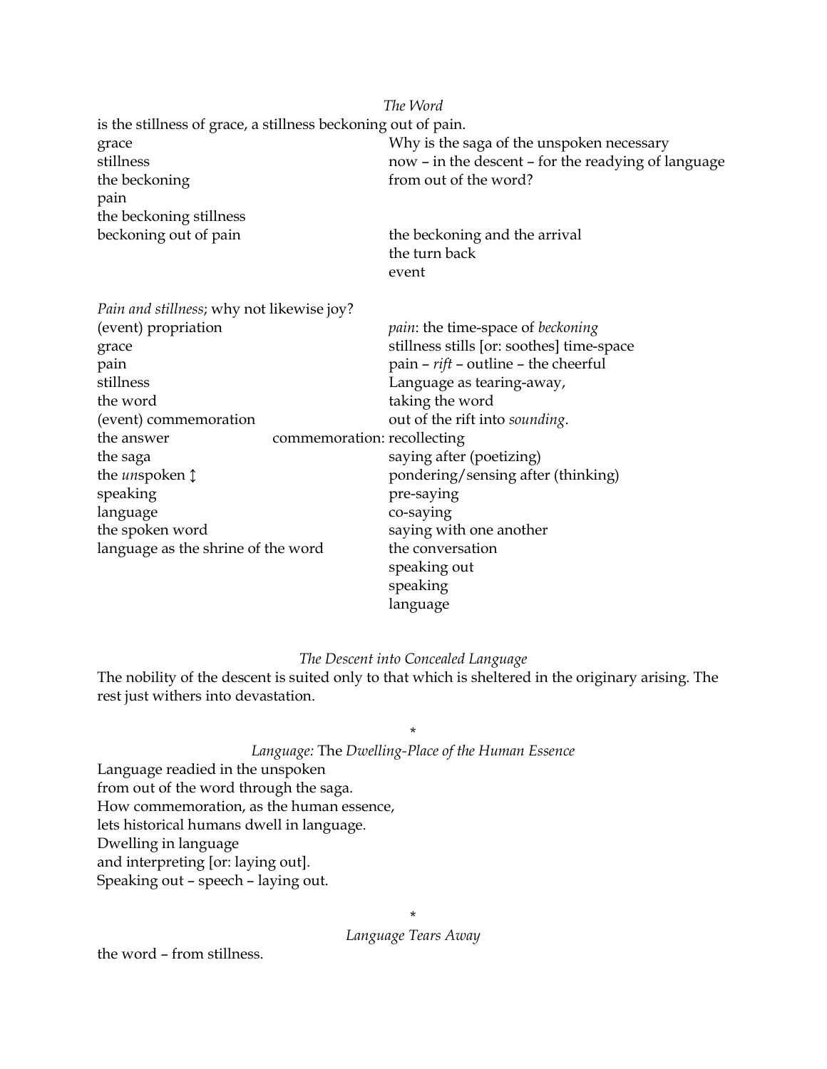*The Word*

is the stillness of grace, a stillness beckoning out of pain.

grace
stillness
the beckoning
pain
the beckoning stillness
beckoning out of pain

Why is the saga of the unspoken necessary
now – in the descent – for the readying of language
from out of the word?

the beckoning and the arrival
the turn back
event

*Pain and stillness*; why not likewise joy?

(event) propriation
grace
pain
stillness
the word
(event) commemoration
the answer
the saga
the *un*spoken ↕
speaking
language
the spoken word
language as the shrine of the word

*pain*: the time-space of *beckoning*
stillness stills [or: soothes] time-space
pain – *rift* – outline – the cheerful
Language as tearing-away,
taking the word
out of the rift into *sounding*.

commemoration: recollecting
saying after (poetizing)
pondering/sensing after (thinking)
pre-saying
co-saying
saying with one another
the conversation
speaking out
speaking
language

*The Descent into Concealed Language*

The nobility of the descent is suited only to that which is sheltered in the originary arising. The rest just withers into devastation.

*

*Language:* The *Dwelling-Place of the Human Essence*

Language readied in the unspoken
from out of the word through the saga.
How commemoration, as the human essence,
lets historical humans dwell in language.
Dwelling in language
and interpreting [or: laying out].
Speaking out – speech – laying out.

*

*Language Tears Away*

the word – from stillness.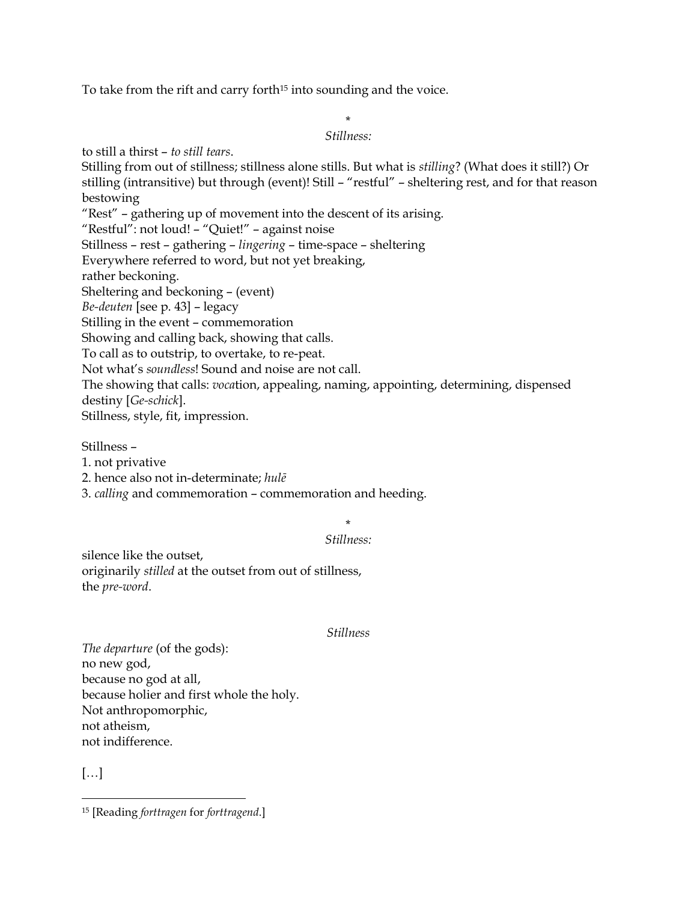To take from the rift and carry forth[15] into sounding and the voice.

*

*Stillness:*

to still a thirst – *to still tears*.
Stilling from out of stillness; stillness alone stills. But what is *stilling*? (What does it still?) Or stilling (intransitive) but through (event)! Still – "restful" – sheltering rest, and for that reason bestowing
"Rest" – gathering up of movement into the descent of its arising.
"Restful": not loud! – "Quiet!" – against noise
Stillness – rest – gathering – *lingering* – time-space – sheltering
Everywhere referred to word, but not yet breaking,
rather beckoning.
Sheltering and beckoning – (event)
*Be-deuten* [see p. 43] – legacy
Stilling in the event – commemoration
Showing and calling back, showing that calls.
To call as to outstrip, to overtake, to re-peat.
Not what's *soundless*! Sound and noise are not call.
The showing that calls: *voca*tion, appealing, naming, appointing, determining, dispensed destiny [*Ge-schick*].
Stillness, style, fit, impression.

Stillness –
1. not privative
2. hence also not in-determinate; *hulē*
3. *calling* and commemoration – commemoration and heeding.

*

*Stillness:*

silence like the outset,
originarily *stilled* at the outset from out of stillness,
the *pre-word*.

*Stillness*

*The departure* (of the gods):
no new god,
because no god at all,
because holier and first whole the holy.
Not anthropomorphic,
not atheism,
not indifference.

[…]

[15] [Reading *forttragen* for *forttragend*.]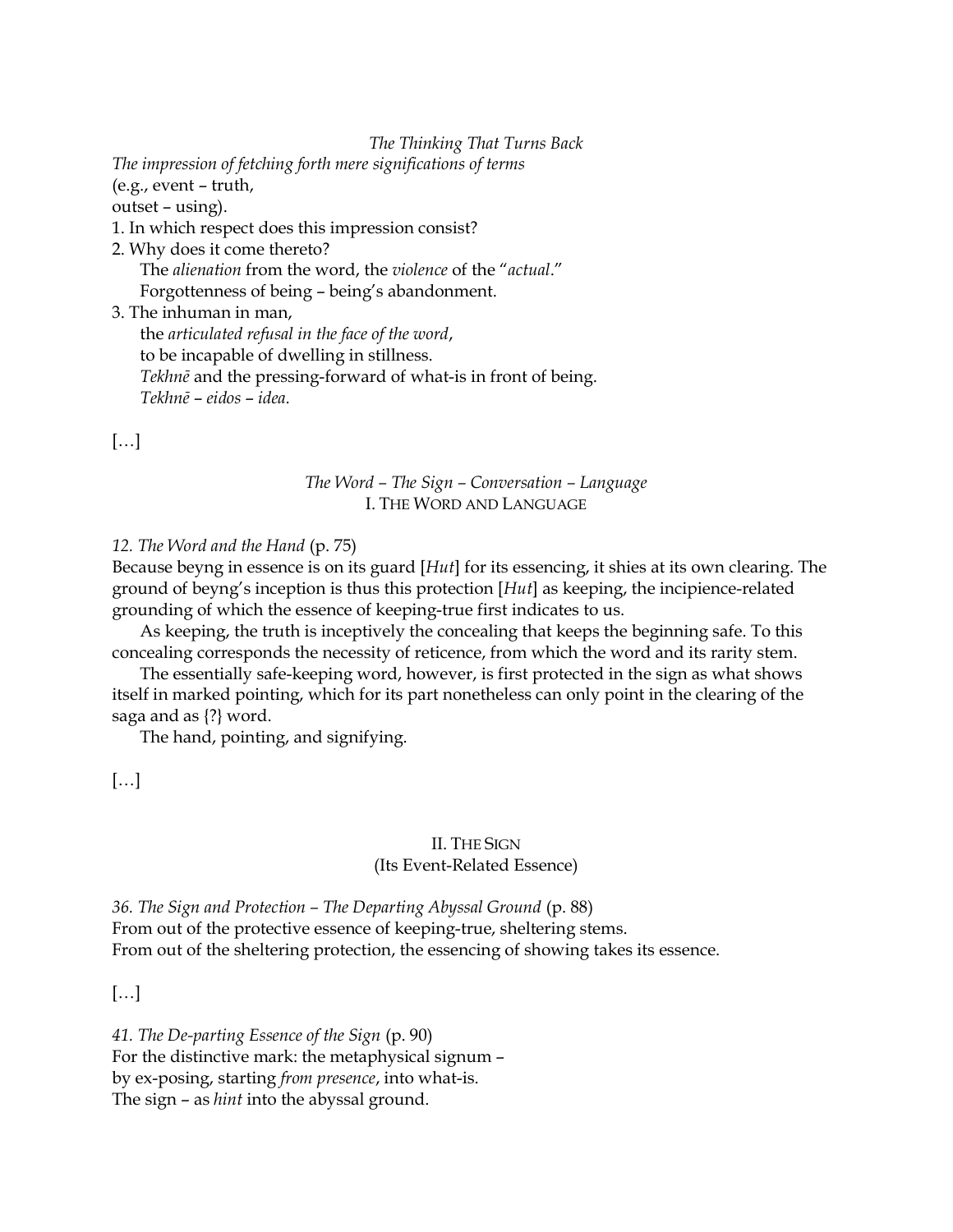*The Thinking That Turns Back*

*The impression of fetching forth mere significations of terms*
(e.g., event – truth,
outset – using).

1. In which respect does this impression consist?
2. Why does it come thereto?
   The *alienation* from the word, the *violence* of the "*actual*."
   Forgottenness of being – being's abandonment.
3. The inhuman in man,
   the *articulated refusal in the face of the word*,
   to be incapable of dwelling in stillness.
   *Tekhnē* and the pressing-forward of what-is in front of being.
   *Tekhnē* – *eidos* – *idea*.

[…]

*The Word – The Sign – Conversation – Language*
I. THE WORD AND LANGUAGE

*12. The Word and the Hand* (p. 75)

Because beyng in essence is on its guard [*Hut*] for its essencing, it shies at its own clearing. The ground of beyng's inception is thus this protection [*Hut*] as keeping, the incipience-related grounding of which the essence of keeping-true first indicates to us.

As keeping, the truth is inceptively the concealing that keeps the beginning safe. To this concealing corresponds the necessity of reticence, from which the word and its rarity stem.

The essentially safe-keeping word, however, is first protected in the sign as what shows itself in marked pointing, which for its part nonetheless can only point in the clearing of the saga and as {?} word.

The hand, pointing, and signifying.

[…]

II. THE SIGN
(Its Event-Related Essence)

*36. The Sign and Protection – The Departing Abyssal Ground* (p. 88)

From out of the protective essence of keeping-true, sheltering stems.
From out of the sheltering protection, the essencing of showing takes its essence.

[…]

*41. The De-parting Essence of the Sign* (p. 90)

For the distinctive mark: the metaphysical signum –
by ex-posing, starting *from presence*, into what-is.
The sign – as *hint* into the abyssal ground.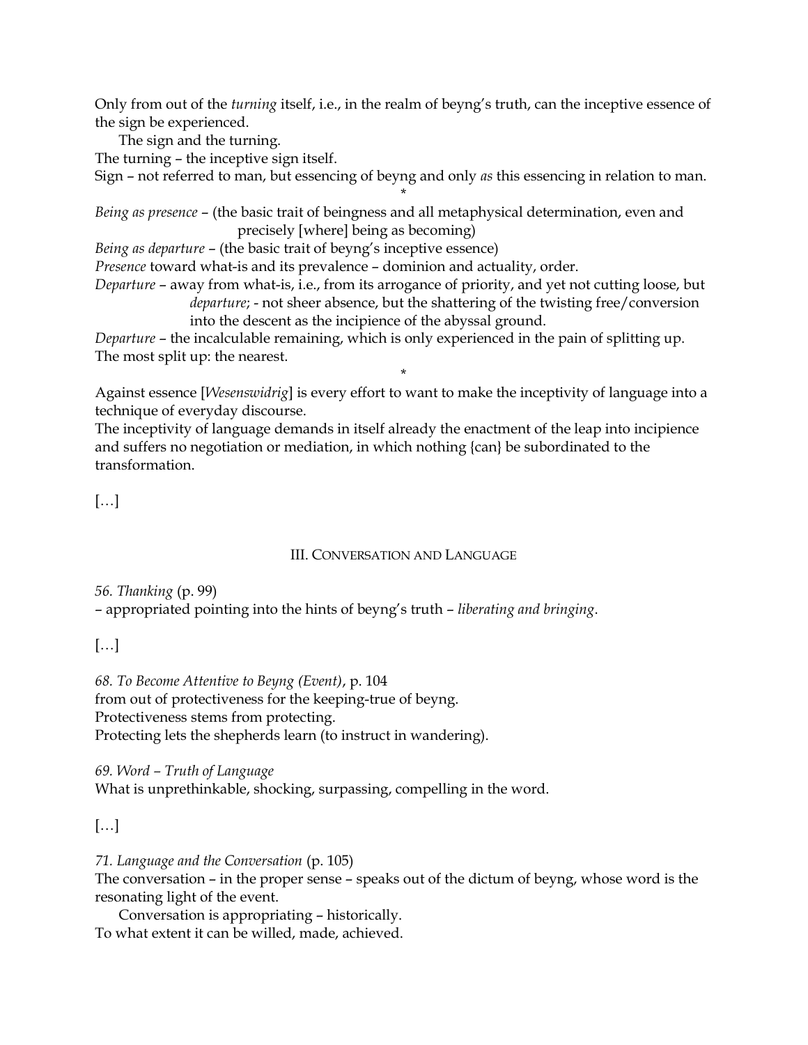Only from out of the *turning* itself, i.e., in the realm of beyng's truth, can the inceptive essence of the sign be experienced.

The sign and the turning.

The turning – the inceptive sign itself.

Sign – not referred to man, but essencing of beyng and only *as* this essencing in relation to man.

*

*Being as presence* – (the basic trait of beingness and all metaphysical determination, even and precisely [where] being as becoming)

*Being as departure* – (the basic trait of beyng's inceptive essence)

*Presence* toward what-is and its prevalence – dominion and actuality, order.

*Departure* – away from what-is, i.e., from its arrogance of priority, and yet not cutting loose, but *departure*; - not sheer absence, but the shattering of the twisting free/conversion into the descent as the incipience of the abyssal ground.

*Departure* – the incalculable remaining, which is only experienced in the pain of splitting up. The most split up: the nearest.

*

Against essence [*Wesenswidrig*] is every effort to want to make the inceptivity of language into a technique of everyday discourse.

The inceptivity of language demands in itself already the enactment of the leap into incipience and suffers no negotiation or mediation, in which nothing {can} be subordinated to the transformation.

[…]

## III. Conversation and Language

*56. Thanking* (p. 99)

– appropriated pointing into the hints of beyng's truth – *liberating and bringing*.

[…]

*68. To Become Attentive to Beyng (Event)*, p. 104

from out of protectiveness for the keeping-true of beyng.

Protectiveness stems from protecting.

Protecting lets the shepherds learn (to instruct in wandering).

*69. Word – Truth of Language*

What is unprethinkable, shocking, surpassing, compelling in the word.

[…]

*71. Language and the Conversation* (p. 105)

The conversation – in the proper sense – speaks out of the dictum of beyng, whose word is the resonating light of the event.

Conversation is appropriating – historically.

To what extent it can be willed, made, achieved.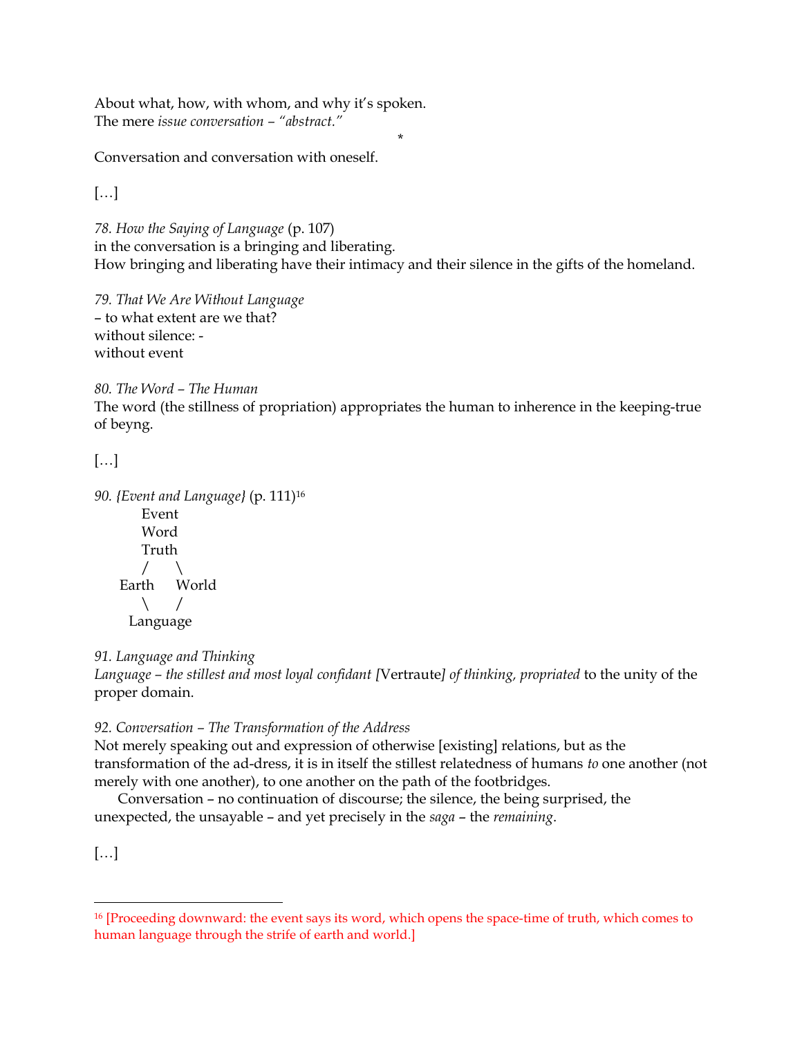About what, how, with whom, and why it's spoken.
The mere *issue conversation* – *"abstract."*

*

Conversation and conversation with oneself.

[…]

*78. How the Saying of Language* (p. 107)
in the conversation is a bringing and liberating.
How bringing and liberating have their intimacy and their silence in the gifts of the homeland.

*79. That We Are Without Language*
– to what extent are we that?
without silence: -
without event

*80. The Word – The Human*
The word (the stillness of propriation) appropriates the human to inherence in the keeping-true of beyng.

[…]

*90. {Event and Language}* (p. 111)[16]

```
       Event
       Word
       Truth
       /    \
   Earth    World
       \    /
     Language
```

*91. Language and Thinking*
*Language – the stillest and most loyal confidant* [Vertraute] *of thinking, propriated* to the unity of the proper domain.

*92. Conversation – The Transformation of the Address*
Not merely speaking out and expression of otherwise [existing] relations, but as the transformation of the ad-dress, it is in itself the stillest relatedness of humans *to* one another (not merely with one another), to one another on the path of the footbridges.

Conversation – no continuation of discourse; the silence, the being surprised, the unexpected, the unsayable – and yet precisely in the *saga* – the *remaining*.

[…]

---

[16] [Proceeding downward: the event says its word, which opens the space-time of truth, which comes to human language through the strife of earth and world.]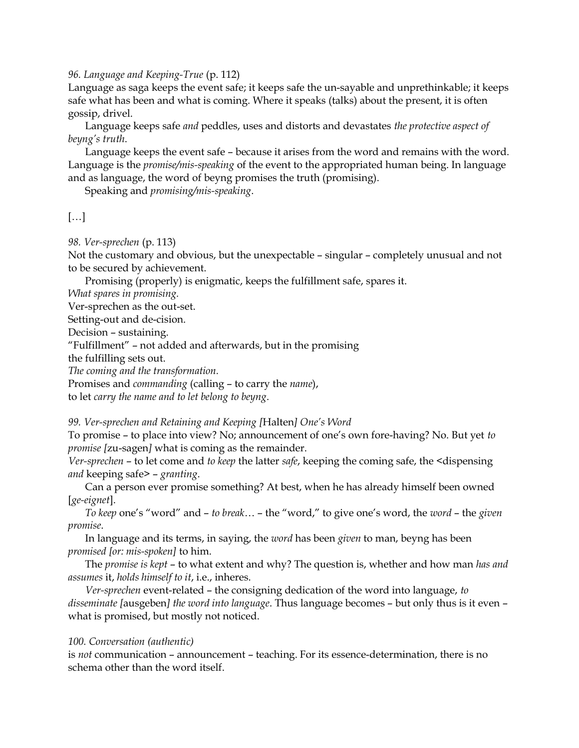*96. Language and Keeping-True* (p. 112)

Language as saga keeps the event safe; it keeps safe the un-sayable and unprethinkable; it keeps safe what has been and what is coming. Where it speaks (talks) about the present, it is often gossip, drivel.

Language keeps safe *and* peddles, uses and distorts and devastates *the protective aspect of beyng's truth*.

Language keeps the event safe – because it arises from the word and remains with the word. Language is the *promise/mis-speaking* of the event to the appropriated human being. In language and as language, the word of beyng promises the truth (promising).

Speaking and *promising/mis-speaking*.

[…]

*98. Ver-sprechen* (p. 113)

Not the customary and obvious, but the unexpectable – singular – completely unusual and not to be secured by achievement.

Promising (properly) is enigmatic, keeps the fulfillment safe, spares it.

*What spares in promising.*

Ver-sprechen as the out-set.

Setting-out and de-cision.

Decision – sustaining.

"Fulfillment" – not added and afterwards, but in the promising

the fulfilling sets out.

*The coming and the transformation.*

Promises and *commanding* (calling – to carry the *name*),

to let *carry the name and to let belong to beyng*.

*99. Ver-sprechen and Retaining and Keeping [*Halten*] One's Word*

To promise – to place into view? No; announcement of one's own fore-having? No. But yet *to promise [*zu-sagen*]* what is coming as the remainder.

*Ver-sprechen* – to let come and *to keep* the latter *safe*, keeping the coming safe, the <dispensing *and* keeping safe> – *granting*.

Can a person ever promise something? At best, when he has already himself been owned [*ge-eignet*].

*To keep* one's "word" and – *to break*… – the "word," to give one's word, the *word* – the *given promise*.

In language and its terms, in saying, the *word* has been *given* to man, beyng has been *promised [or: mis-spoken]* to him.

The *promise is kept* – to what extent and why? The question is, whether and how man *has and assumes* it, *holds himself to it*, i.e., inheres.

*Ver-sprechen* event-related – the consigning dedication of the word into language, *to disseminate [*ausgeben*] the word into language*. Thus language becomes – but only thus is it even – what is promised, but mostly not noticed.

*100. Conversation (authentic)*

is *not* communication – announcement – teaching. For its essence-determination, there is no schema other than the word itself.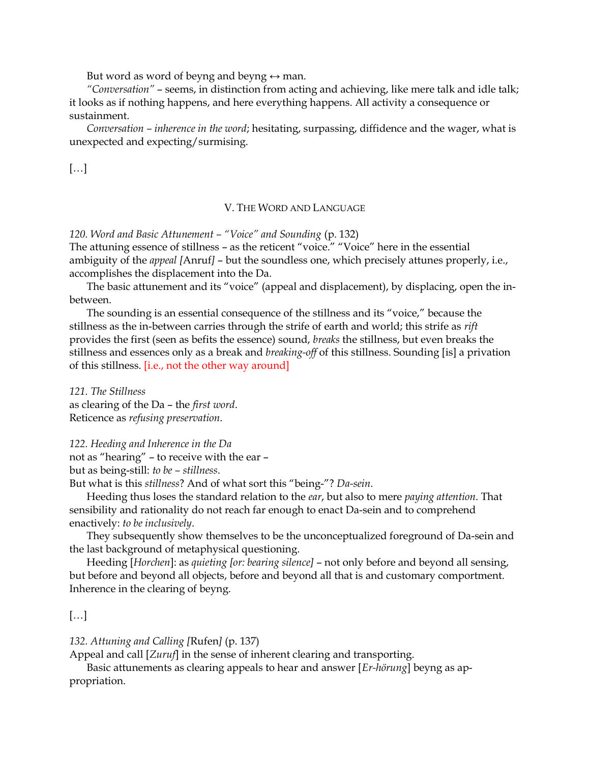But word as word of beyng and beyng ↔ man.

*“Conversation”* – seems, in distinction from acting and achieving, like mere talk and idle talk; it looks as if nothing happens, and here everything happens. All activity a consequence or sustainment.

*Conversation – inherence in the word*; hesitating, surpassing, diffidence and the wager, what is unexpected and expecting/surmising.

[…]

## V. The Word and Language

*120. Word and Basic Attunement – “Voice” and Sounding* (p. 132)
The attuning essence of stillness – as the reticent “voice.” “Voice” here in the essential ambiguity of the *appeal [*Anruf*]* – but the soundless one, which precisely attunes properly, i.e., accomplishes the displacement into the Da.

The basic attunement and its “voice” (appeal and displacement), by displacing, open the in-between.

The sounding is an essential consequence of the stillness and its “voice,” because the stillness as the in-between carries through the strife of earth and world; this strife as *rift* provides the first (seen as befits the essence) sound, *breaks* the stillness, but even breaks the stillness and essences only as a break and *breaking-off* of this stillness. Sounding [is] a privation of this stillness. [i.e., not the other way around]

*121. The Stillness*
as clearing of the Da – the *first word*.
Reticence as *refusing preservation*.

*122. Heeding and Inherence in the Da*
not as “hearing” – to receive with the ear –
but as being-still: *to be – stillness*.
But what is this *stillness*? And of what sort this “being-”? *Da-sein*.

Heeding thus loses the standard relation to the *ear*, but also to mere *paying attention*. That sensibility and rationality do not reach far enough to enact Da-sein and to comprehend enactively: *to be inclusively*.

They subsequently show themselves to be the unconceptualized foreground of Da-sein and the last background of metaphysical questioning.

Heeding [*Horchen*]: as *quieting [or: bearing silence]* – not only before and beyond all sensing, but before and beyond all objects, before and beyond all that is and customary comportment. Inherence in the clearing of beyng.

[…]

*132. Attuning and Calling [*Rufen*]* (p. 137)
Appeal and call [*Zuruf*] in the sense of inherent clearing and transporting.

Basic attunements as clearing appeals to hear and answer [*Er-hörung*] beyng as appropriation.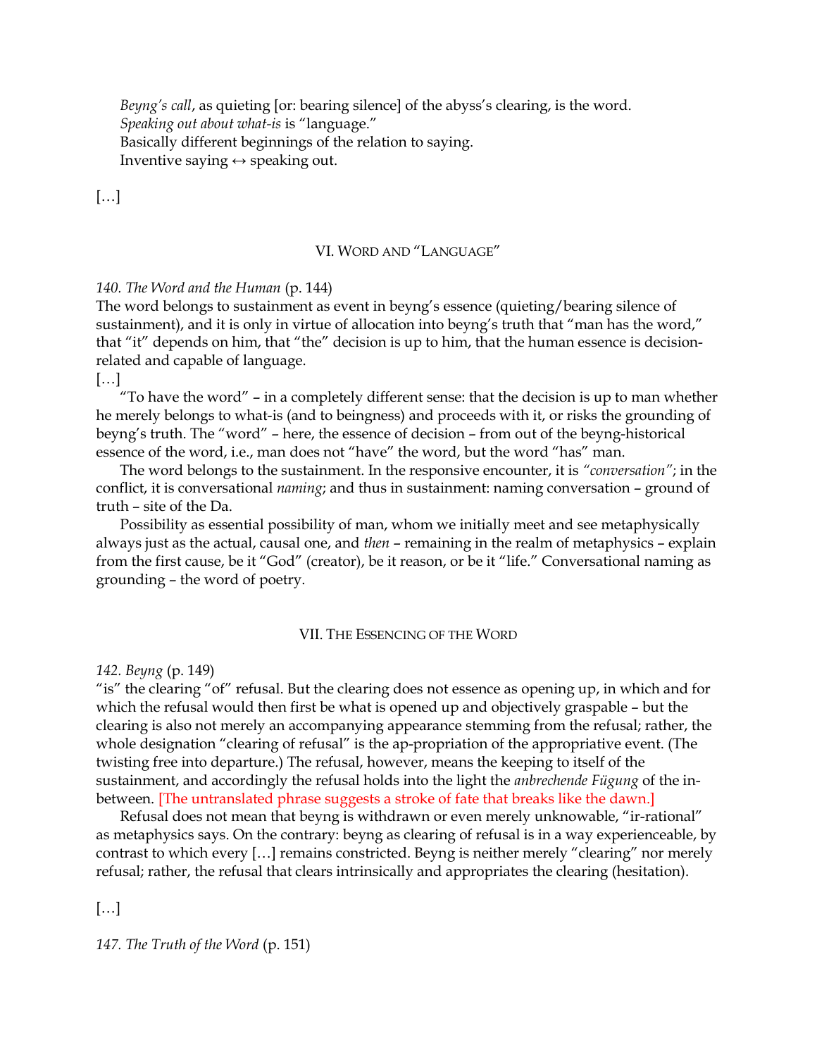*Beyng's call*, as quieting [or: bearing silence] of the abyss's clearing, is the word.
*Speaking out about what-is* is "language."
Basically different beginnings of the relation to saying.
Inventive saying ↔ speaking out.

[…]

## VI. Word and "Language"

*140. The Word and the Human* (p. 144)
The word belongs to sustainment as event in beyng's essence (quieting/bearing silence of sustainment), and it is only in virtue of allocation into beyng's truth that "man has the word," that "it" depends on him, that "the" decision is up to him, that the human essence is decision-related and capable of language.
[…]

"To have the word" – in a completely different sense: that the decision is up to man whether he merely belongs to what-is (and to beingness) and proceeds with it, or risks the grounding of beyng's truth. The "word" – here, the essence of decision – from out of the beyng-historical essence of the word, i.e., man does not "have" the word, but the word "has" man.

The word belongs to the sustainment. In the responsive encounter, it is *"conversation"*; in the conflict, it is conversational *naming*; and thus in sustainment: naming conversation – ground of truth – site of the Da.

Possibility as essential possibility of man, whom we initially meet and see metaphysically always just as the actual, causal one, and *then* – remaining in the realm of metaphysics – explain from the first cause, be it "God" (creator), be it reason, or be it "life." Conversational naming as grounding – the word of poetry.

## VII. The Essencing of the Word

*142. Beyng* (p. 149)
"is" the clearing "of" refusal. But the clearing does not essence as opening up, in which and for which the refusal would then first be what is opened up and objectively graspable – but the clearing is also not merely an accompanying appearance stemming from the refusal; rather, the whole designation "clearing of refusal" is the ap-propriation of the appropriative event. (The twisting free into departure.) The refusal, however, means the keeping to itself of the sustainment, and accordingly the refusal holds into the light the *anbrechende Fügung* of the in-between. [The untranslated phrase suggests a stroke of fate that breaks like the dawn.]

Refusal does not mean that beyng is withdrawn or even merely unknowable, "ir-rational" as metaphysics says. On the contrary: beyng as clearing of refusal is in a way experienceable, by contrast to which every […] remains constricted. Beyng is neither merely "clearing" nor merely refusal; rather, the refusal that clears intrinsically and appropriates the clearing (hesitation).

[…]

*147. The Truth of the Word* (p. 151)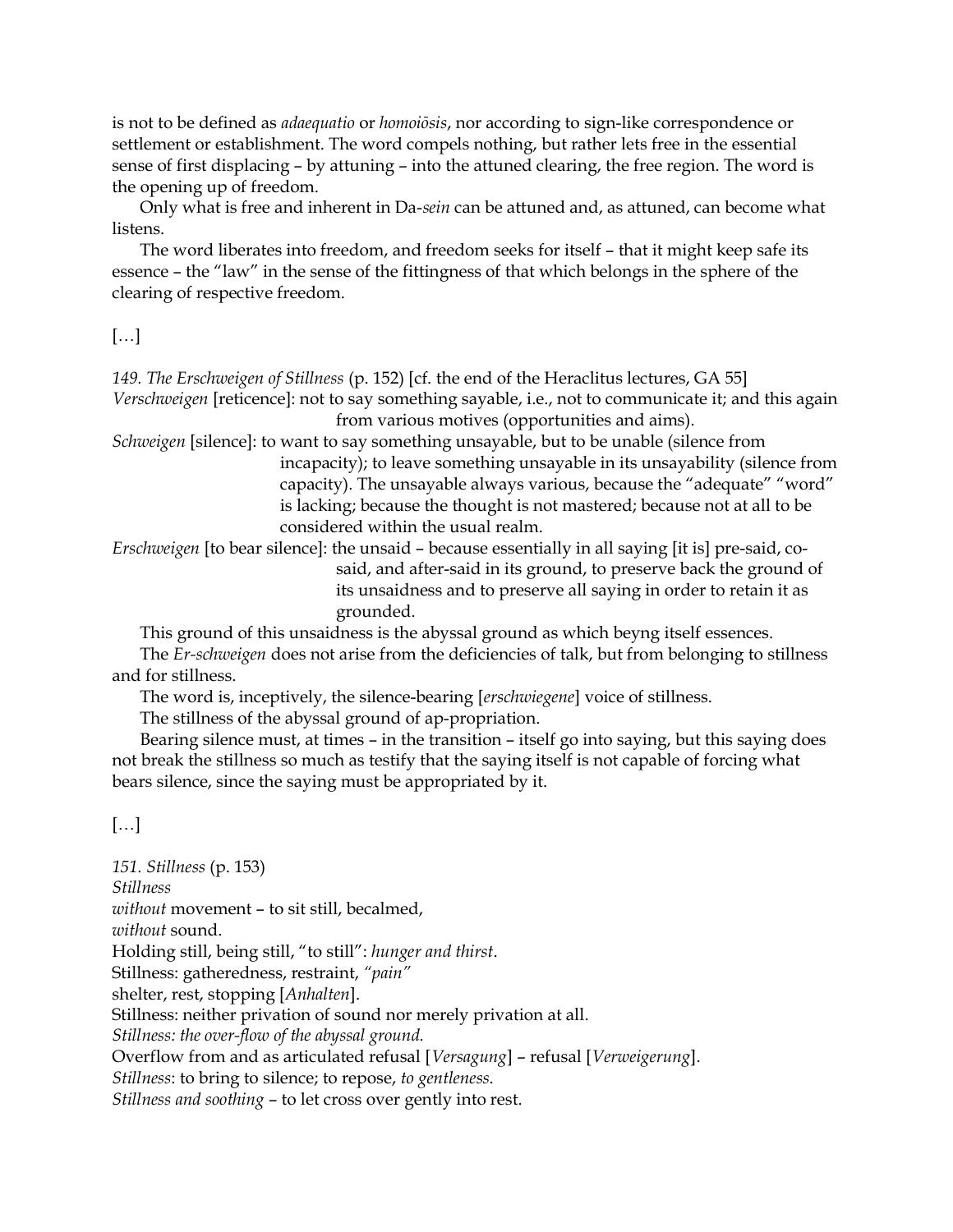is not to be defined as *adaequatio* or *homoiōsis*, nor according to sign-like correspondence or settlement or establishment. The word compels nothing, but rather lets free in the essential sense of first displacing – by attuning – into the attuned clearing, the free region. The word is the opening up of freedom.

Only what is free and inherent in Da-*sein* can be attuned and, as attuned, can become what listens.

The word liberates into freedom, and freedom seeks for itself – that it might keep safe its essence – the "law" in the sense of the fittingness of that which belongs in the sphere of the clearing of respective freedom.

[…]

*149. The Erschweigen of Stillness* (p. 152) [cf. the end of the Heraclitus lectures, GA 55]

*Verschweigen* [reticence]: not to say something sayable, i.e., not to communicate it; and this again from various motives (opportunities and aims).

*Schweigen* [silence]: to want to say something unsayable, but to be unable (silence from incapacity); to leave something unsayable in its unsayability (silence from capacity). The unsayable always various, because the "adequate" "word" is lacking; because the thought is not mastered; because not at all to be considered within the usual realm.

*Erschweigen* [to bear silence]: the unsaid – because essentially in all saying [it is] pre-said, co-said, and after-said in its ground, to preserve back the ground of its unsaidness and to preserve all saying in order to retain it as grounded.

This ground of this unsaidness is the abyssal ground as which beyng itself essences.

The *Er-schweigen* does not arise from the deficiencies of talk, but from belonging to stillness and for stillness.

The word is, inceptively, the silence-bearing [*erschwiegene*] voice of stillness.

The stillness of the abyssal ground of ap-propriation.

Bearing silence must, at times – in the transition – itself go into saying, but this saying does not break the stillness so much as testify that the saying itself is not capable of forcing what bears silence, since the saying must be appropriated by it.

[…]

*151. Stillness* (p. 153)

*Stillness*

*without* movement – to sit still, becalmed,

*without* sound.

Holding still, being still, "to still": *hunger and thirst*.

Stillness: gatheredness, restraint, *"pain"*

shelter, rest, stopping [*Anhalten*].

Stillness: neither privation of sound nor merely privation at all.

*Stillness: the over-flow of the abyssal ground.*

Overflow from and as articulated refusal [*Versagung*] – refusal [*Verweigerung*].

*Stillness*: to bring to silence; to repose, *to gentleness*.

*Stillness and soothing* – to let cross over gently into rest.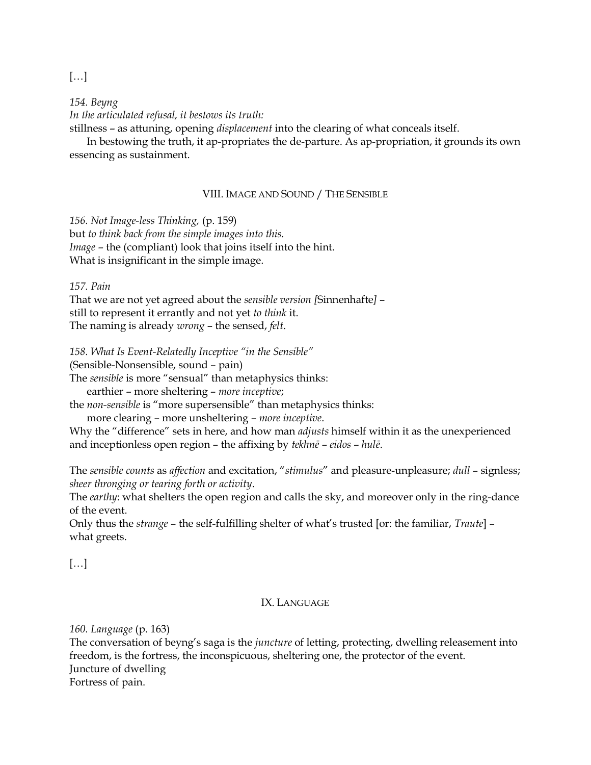[…]

*154. Beyng*
*In the articulated refusal, it bestows its truth:*
stillness – as attuning, opening *displacement* into the clearing of what conceals itself.

In bestowing the truth, it ap-propriates the de-parture. As ap-propriation, it grounds its own essencing as sustainment.

## VIII. Image and Sound / The Sensible

*156. Not Image-less Thinking,* (p. 159)
but *to think back from the simple images into this.*
*Image* – the (compliant) look that joins itself into the hint.
What is insignificant in the simple image.

*157. Pain*
That we are not yet agreed about the *sensible version [*Sinnenhafte*]* –
still to represent it errantly and not yet *to think* it.
The naming is already *wrong* – the sensed, *felt*.

*158. What Is Event-Relatedly Inceptive "in the Sensible"*
(Sensible-Nonsensible, sound – pain)
The *sensible* is more "sensual" than metaphysics thinks:
earthier – more sheltering – *more inceptive*;
the *non-sensible* is "more supersensible" than metaphysics thinks:
more clearing – more unsheltering – *more inceptive*.
Why the "difference" sets in here, and how man *adjusts* himself within it as the unexperienced and inceptionless open region – the affixing by *tekhnē* – *eidos* – *hulē*.

The *sensible counts* as *affection* and excitation, "*stimulus*" and pleasure-unpleasure; *dull* – signless; *sheer thronging or tearing forth or activity*.
The *earthy*: what shelters the open region and calls the sky, and moreover only in the ring-dance of the event.
Only thus the *strange* – the self-fulfilling shelter of what's trusted [or: the familiar, *Traute*] – what greets.

[…]

## IX. Language

*160. Language* (p. 163)
The conversation of beyng's saga is the *juncture* of letting, protecting, dwelling releasement into freedom, is the fortress, the inconspicuous, sheltering one, the protector of the event.
Juncture of dwelling
Fortress of pain.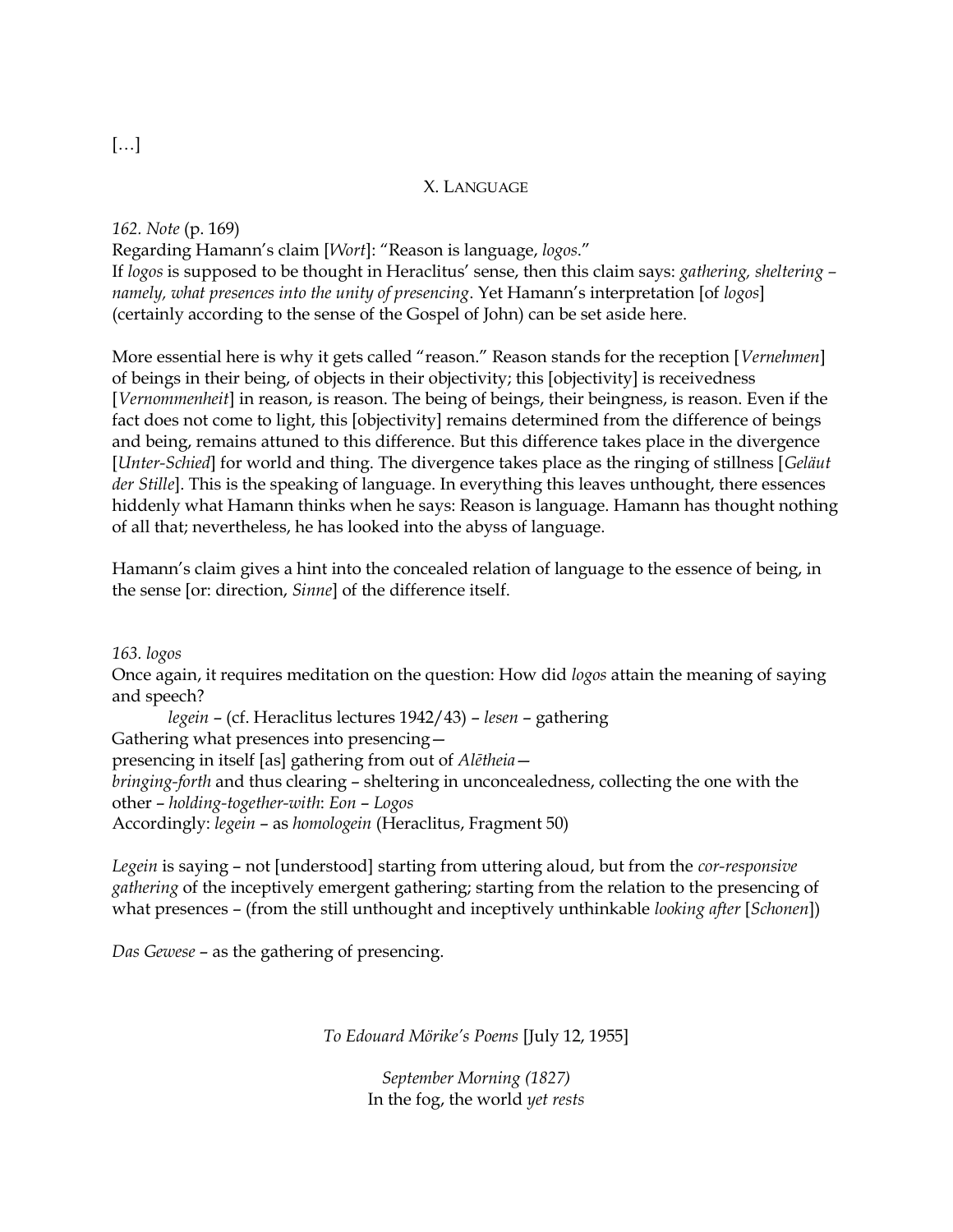[…]

## X. LANGUAGE

*162. Note* (p. 169)
Regarding Hamann's claim [*Wort*]: "Reason is language, *logos*."
If *logos* is supposed to be thought in Heraclitus' sense, then this claim says: *gathering, sheltering – namely, what presences into the unity of presencing*. Yet Hamann's interpretation [of *logos*] (certainly according to the sense of the Gospel of John) can be set aside here.

More essential here is why it gets called "reason." Reason stands for the reception [*Vernehmen*] of beings in their being, of objects in their objectivity; this [objectivity] is receivedness [*Vernommenheit*] in reason, is reason. The being of beings, their beingness, is reason. Even if the fact does not come to light, this [objectivity] remains determined from the difference of beings and being, remains attuned to this difference. But this difference takes place in the divergence [*Unter-Schied*] for world and thing. The divergence takes place as the ringing of stillness [*Geläut der Stille*]. This is the speaking of language. In everything this leaves unthought, there essences hiddenly what Hamann thinks when he says: Reason is language. Hamann has thought nothing of all that; nevertheless, he has looked into the abyss of language.

Hamann's claim gives a hint into the concealed relation of language to the essence of being, in the sense [or: direction, *Sinne*] of the difference itself.

*163. logos*
Once again, it requires meditation on the question: How did *logos* attain the meaning of saying and speech?

*legein* – (cf. Heraclitus lectures 1942/43) – *lesen* – gathering

Gathering what presences into presencing—
presencing in itself [as] gathering from out of *Alētheia*—
*bringing-forth* and thus clearing – sheltering in unconcealedness, collecting the one with the other – *holding-together-with*: *Eon* – *Logos*
Accordingly: *legein* – as *homologein* (Heraclitus, Fragment 50)

*Legein* is saying – not [understood] starting from uttering aloud, but from the *cor-responsive gathering* of the inceptively emergent gathering; starting from the relation to the presencing of what presences – (from the still unthought and inceptively unthinkable *looking after* [*Schonen*])

*Das Gewese* – as the gathering of presencing.

*To Edouard Mörike's Poems* [July 12, 1955]

*September Morning (1827)*
In the fog, the world *yet rests*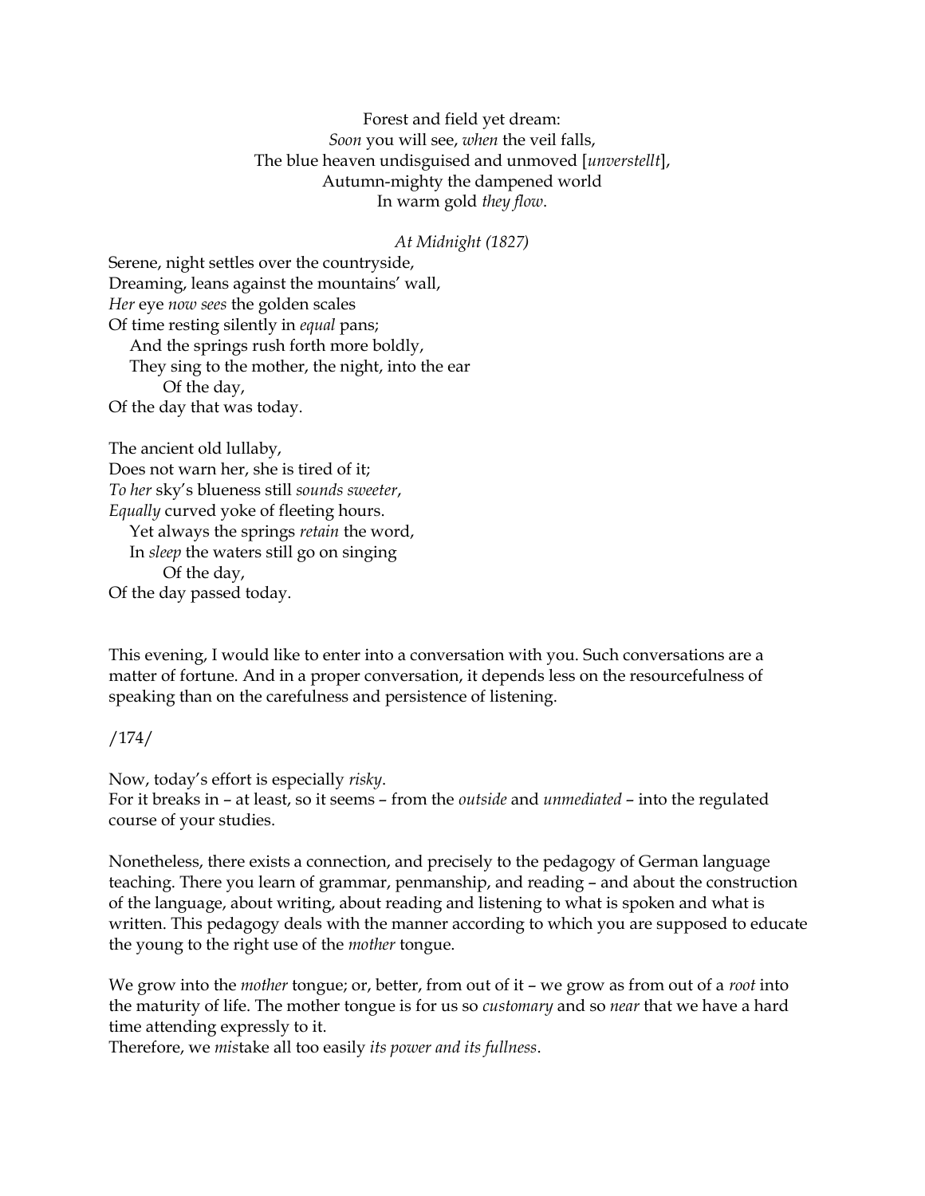Forest and field yet dream:
*Soon* you will see, *when* the veil falls,
The blue heaven undisguised and unmoved [*unverstellt*],
Autumn-mighty the dampened world
In warm gold *they flow*.

*At Midnight (1827)*

Serene, night settles over the countryside,
Dreaming, leans against the mountains' wall,
*Her* eye *now sees* the golden scales
Of time resting silently in *equal* pans;
 And the springs rush forth more boldly,
 They sing to the mother, the night, into the ear
  Of the day,
Of the day that was today.

The ancient old lullaby,
Does not warn her, she is tired of it;
*To her* sky's blueness still *sounds sweeter*,
*Equally* curved yoke of fleeting hours.
 Yet always the springs *retain* the word,
 In *sleep* the waters still go on singing
  Of the day,
Of the day passed today.

This evening, I would like to enter into a conversation with you. Such conversations are a matter of fortune. And in a proper conversation, it depends less on the resourcefulness of speaking than on the carefulness and persistence of listening.

/174/

Now, today's effort is especially *risky*.
For it breaks in – at least, so it seems – from the *outside* and *unmediated* – into the regulated course of your studies.

Nonetheless, there exists a connection, and precisely to the pedagogy of German language teaching. There you learn of grammar, penmanship, and reading – and about the construction of the language, about writing, about reading and listening to what is spoken and what is written. This pedagogy deals with the manner according to which you are supposed to educate the young to the right use of the *mother* tongue.

We grow into the *mother* tongue; or, better, from out of it – we grow as from out of a *root* into the maturity of life. The mother tongue is for us so *customary* and so *near* that we have a hard time attending expressly to it.
Therefore, we *mis*take all too easily *its power and its fullness*.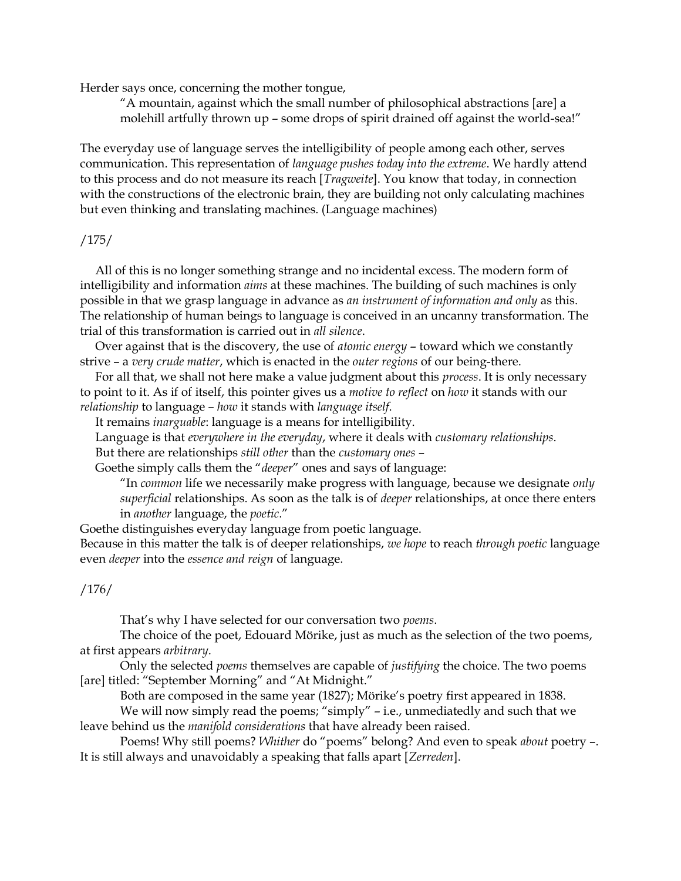Herder says once, concerning the mother tongue,

> "A mountain, against which the small number of philosophical abstractions [are] a molehill artfully thrown up – some drops of spirit drained off against the world-sea!"

The everyday use of language serves the intelligibility of people among each other, serves communication. This representation of *language pushes today into the extreme*. We hardly attend to this process and do not measure its reach [*Tragweite*]. You know that today, in connection with the constructions of the electronic brain, they are building not only calculating machines but even thinking and translating machines. (Language machines)

/175/

All of this is no longer something strange and no incidental excess. The modern form of intelligibility and information *aims* at these machines. The building of such machines is only possible in that we grasp language in advance as *an instrument of information and only* as this. The relationship of human beings to language is conceived in an uncanny transformation. The trial of this transformation is carried out in *all silence*.

Over against that is the discovery, the use of *atomic energy* – toward which we constantly strive – a *very crude matter*, which is enacted in the *outer regions* of our being-there.

For all that, we shall not here make a value judgment about this *process*. It is only necessary to point to it. As if of itself, this pointer gives us a *motive to reflect* on *how* it stands with our *relationship* to language – *how* it stands with *language itself*.

It remains *inarguable*: language is a means for intelligibility.

Language is that *everywhere in the everyday*, where it deals with *customary relationships*.

But there are relationships *still other* than the *customary ones* –

Goethe simply calls them the "*deeper*" ones and says of language:

> "In *common* life we necessarily make progress with language, because we designate *only superficial* relationships. As soon as the talk is of *deeper* relationships, at once there enters in *another* language, the *poetic*."

Goethe distinguishes everyday language from poetic language.

Because in this matter the talk is of deeper relationships, *we hope* to reach *through poetic* language even *deeper* into the *essence and reign* of language.

/176/

That's why I have selected for our conversation two *poems*.

The choice of the poet, Edouard Mörike, just as much as the selection of the two poems, at first appears *arbitrary*.

Only the selected *poems* themselves are capable of *justifying* the choice. The two poems [are] titled: "September Morning" and "At Midnight."

Both are composed in the same year (1827); Mörike's poetry first appeared in 1838.

We will now simply read the poems; "simply" – i.e., unmediatedly and such that we leave behind us the *manifold considerations* that have already been raised.

Poems! Why still poems? *Whither* do "poems" belong? And even to speak *about* poetry –. It is still always and unavoidably a speaking that falls apart [*Zerreden*].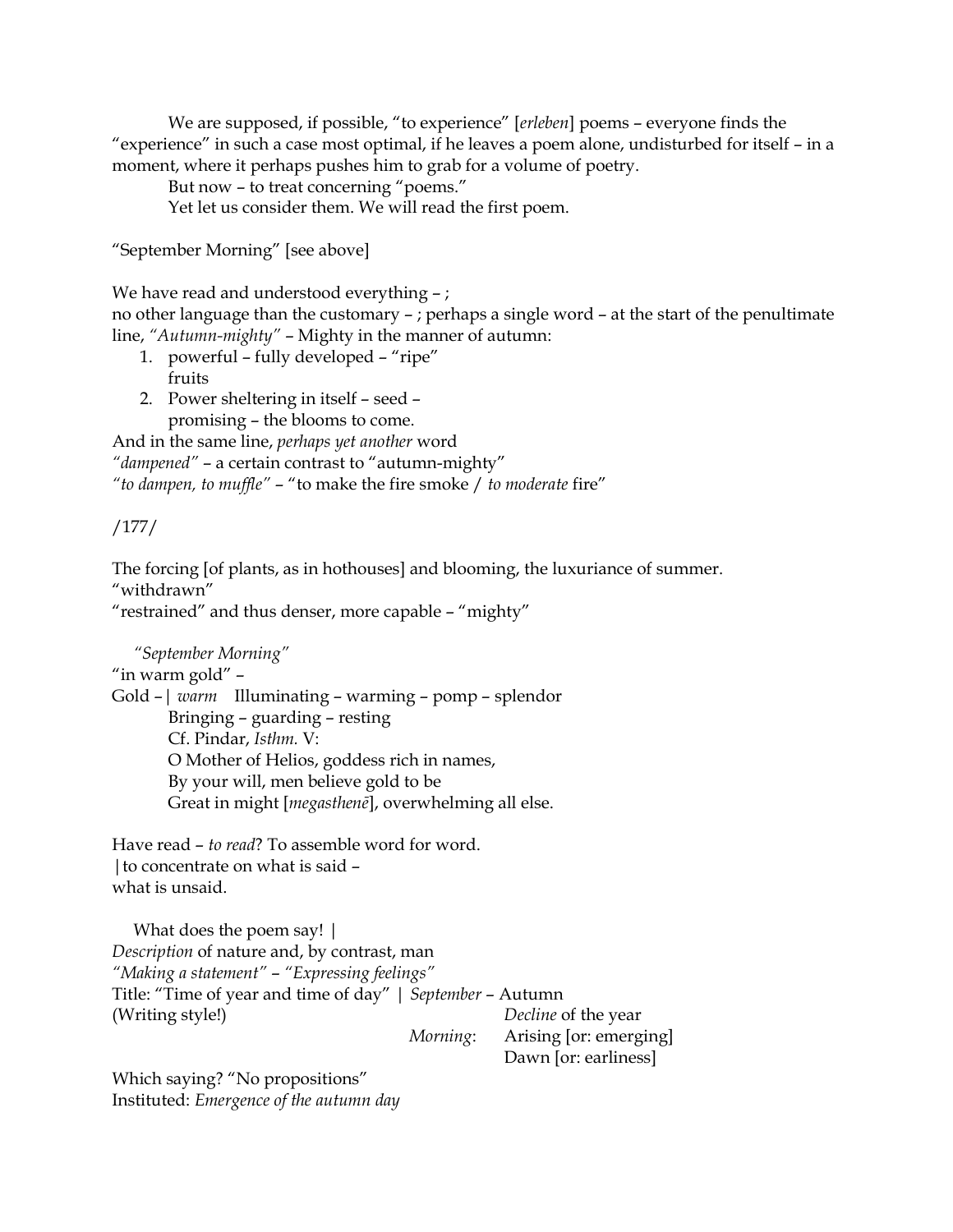We are supposed, if possible, "to experience" [*erleben*] poems – everyone finds the "experience" in such a case most optimal, if he leaves a poem alone, undisturbed for itself – in a moment, where it perhaps pushes him to grab for a volume of poetry.

But now – to treat concerning "poems."

Yet let us consider them. We will read the first poem.

"September Morning" [see above]

We have read and understood everything – ;
no other language than the customary – ; perhaps a single word – at the start of the penultimate line, *"Autumn-mighty"* – Mighty in the manner of autumn:

1. powerful – fully developed – "ripe"
   fruits
2. Power sheltering in itself – seed –
   promising – the blooms to come.

And in the same line, *perhaps yet another* word
*"dampened"* – a certain contrast to "autumn-mighty"
*"to dampen, to muffle"* – "to make the fire smoke / *to moderate* fire"

/177/

The forcing [of plants, as in hothouses] and blooming, the luxuriance of summer.
"withdrawn"
"restrained" and thus denser, more capable – "mighty"

*"September Morning"*
"in warm gold" –
Gold –| *warm* Illuminating – warming – pomp – splendor
Bringing – guarding – resting
Cf. Pindar, *Isthm.* V:
O Mother of Helios, goddess rich in names,
By your will, men believe gold to be
Great in might [*megasthenē*], overwhelming all else.

Have read – *to read*? To assemble word for word.
|to concentrate on what is said –
what is unsaid.

What does the poem say! |
*Description* of nature and, by contrast, man
*"Making a statement"* – *"Expressing feelings"*
Title: "Time of year and time of day" | *September* – Autumn
(Writing style!) *Decline* of the year
*Morning*: Arising [or: emerging]
Dawn [or: earliness]

Which saying? "No propositions"
Instituted: *Emergence of the autumn day*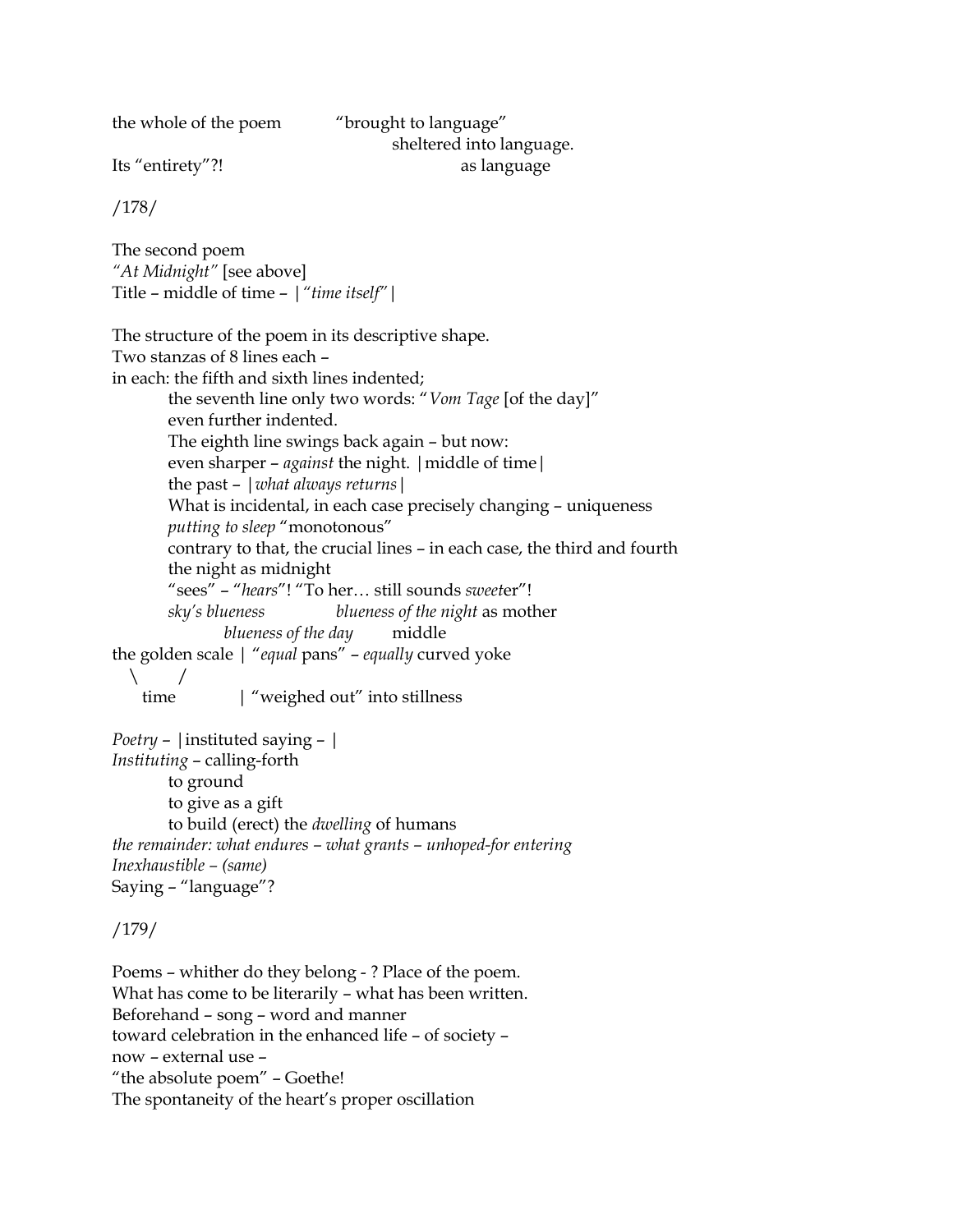the whole of the poem "brought to language"
sheltered into language.
Its "entirety"?! as language

/178/

The second poem
*"At Midnight"* [see above]
Title – middle of time – |*"time itself"*|

The structure of the poem in its descriptive shape.
Two stanzas of 8 lines each –
in each: the fifth and sixth lines indented;

the seventh line only two words: "*Vom Tage* [of the day]"
even further indented.
The eighth line swings back again – but now:
even sharper – *against* the night. |middle of time|
the past – |*what always returns*|
What is incidental, in each case precisely changing – uniqueness
*putting to sleep* "monotonous"
contrary to that, the crucial lines – in each case, the third and fourth
the night as midnight
"sees" – "*hears*"! "To her… still sounds *sweet*er"!
*sky's blueness* *blueness of the night* as mother
*blueness of the day* middle

the golden scale | "*equal* pans" – *equally* curved yoke
\ /
time | "weighed out" into stillness

*Poetry* – |instituted saying – |
*Instituting* – calling-forth

to ground
to give as a gift
to build (erect) the *dwelling* of humans

*the remainder: what endures – what grants – unhoped-for entering*
*Inexhaustible – (same)*
Saying – "language"?

/179/

Poems – whither do they belong - ? Place of the poem.
What has come to be literarily – what has been written.
Beforehand – song – word and manner
toward celebration in the enhanced life – of society –
now – external use –
"the absolute poem" – Goethe!
The spontaneity of the heart's proper oscillation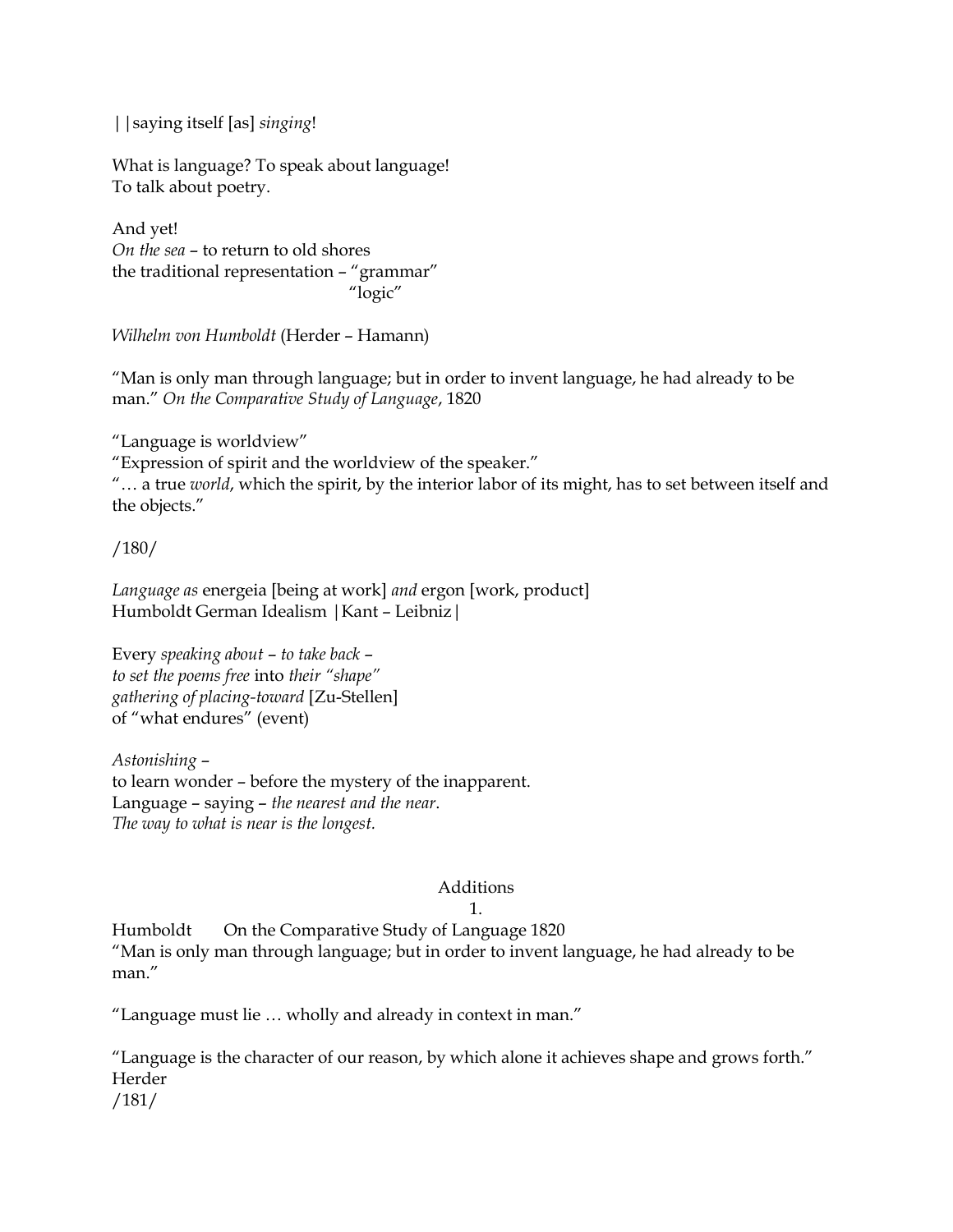||saying itself [as] *singing*!

What is language? To speak about language!
To talk about poetry.

And yet!
*On the sea* – to return to old shores
the traditional representation – "grammar"
"logic"

*Wilhelm von Humboldt* (Herder – Hamann)

"Man is only man through language; but in order to invent language, he had already to be man." *On the Comparative Study of Language*, 1820

"Language is worldview"
"Expression of spirit and the worldview of the speaker."
"… a true *world*, which the spirit, by the interior labor of its might, has to set between itself and the objects."

/180/

*Language as* energeia [being at work] *and* ergon [work, product]
Humboldt German Idealism |Kant – Leibniz|

Every *speaking about* – *to take back* –
*to set the poems free* into *their "shape"*
*gathering of placing-toward* [Zu-Stellen]
of "what endures" (event)

*Astonishing* –
to learn wonder – before the mystery of the inapparent.
Language – saying – *the nearest and the near*.
*The way to what is near is the longest.*

## Additions

1.

Humboldt On the Comparative Study of Language 1820
"Man is only man through language; but in order to invent language, he had already to be man."

"Language must lie … wholly and already in context in man."

"Language is the character of our reason, by which alone it achieves shape and grows forth."
Herder
/181/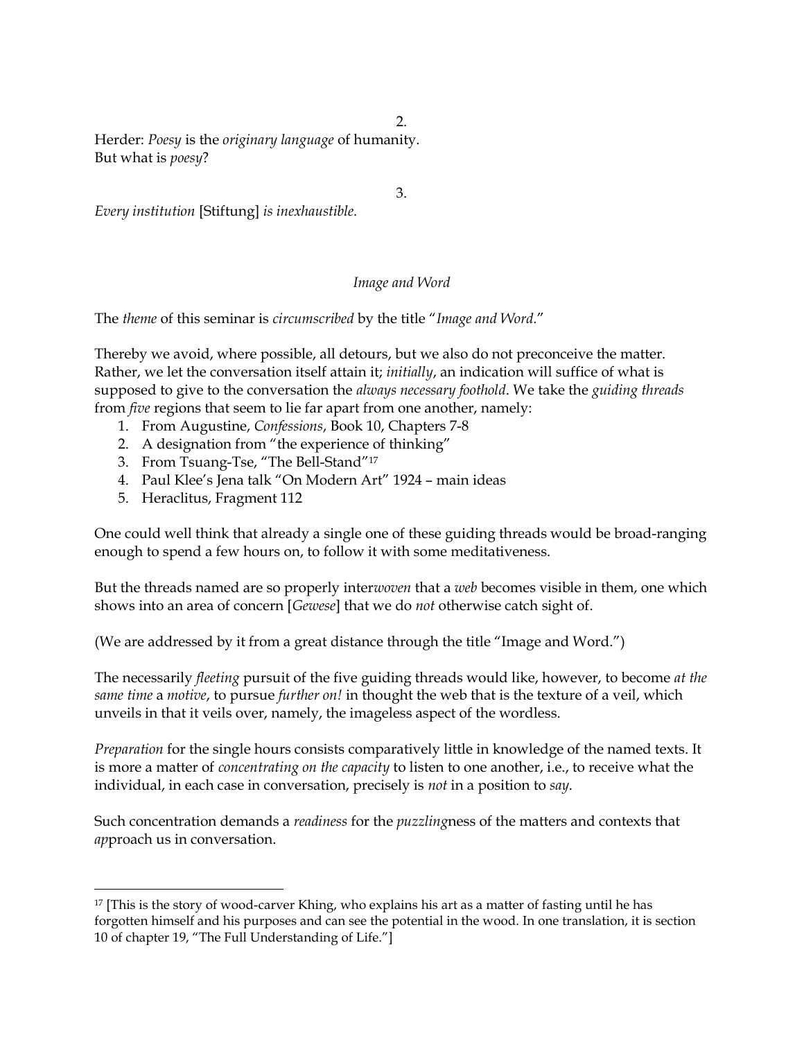2.

Herder: *Poesy* is the *originary language* of humanity.
But what is *poesy*?

3.

*Every institution* [Stiftung] *is inexhaustible.*

*Image and Word*

The *theme* of this seminar is *circumscribed* by the title "*Image and Word.*"

Thereby we avoid, where possible, all detours, but we also do not preconceive the matter. Rather, we let the conversation itself attain it; *initially*, an indication will suffice of what is supposed to give to the conversation the *always necessary foothold*. We take the *guiding threads* from *five* regions that seem to lie far apart from one another, namely:

1. From Augustine, *Confessions*, Book 10, Chapters 7-8
2. A designation from "the experience of thinking"
3. From Tsuang-Tse, "The Bell-Stand"[17]
4. Paul Klee's Jena talk "On Modern Art" 1924 – main ideas
5. Heraclitus, Fragment 112

One could well think that already a single one of these guiding threads would be broad-ranging enough to spend a few hours on, to follow it with some meditativeness.

But the threads named are so properly inter*woven* that a *web* becomes visible in them, one which shows into an area of concern [*Gewese*] that we do *not* otherwise catch sight of.

(We are addressed by it from a great distance through the title "Image and Word.")

The necessarily *fleeting* pursuit of the five guiding threads would like, however, to become *at the same time* a *motive*, to pursue *further on!* in thought the web that is the texture of a veil, which unveils in that it veils over, namely, the imageless aspect of the wordless.

*Preparation* for the single hours consists comparatively little in knowledge of the named texts. It is more a matter of *concentrating on the capacity* to listen to one another, i.e., to receive what the individual, in each case in conversation, precisely is *not* in a position to *say*.

Such concentration demands a *readiness* for the *puzzling*ness of the matters and contexts that *ap*proach us in conversation.

---

[17] [This is the story of wood-carver Khing, who explains his art as a matter of fasting until he has forgotten himself and his purposes and can see the potential in the wood. In one translation, it is section 10 of chapter 19, "The Full Understanding of Life."]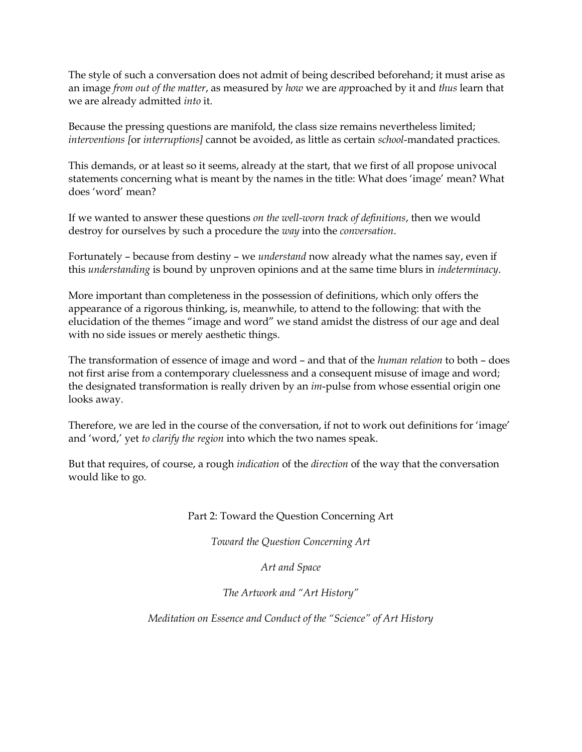The style of such a conversation does not admit of being described beforehand; it must arise as an image *from out of the matter*, as measured by *how* we are *ap*proached by it and *thus* learn that we are already admitted *into* it.

Because the pressing questions are manifold, the class size remains nevertheless limited; *interventions [*or *interruptions]* cannot be avoided, as little as certain *school*-mandated practices.

This demands, or at least so it seems, already at the start, that we first of all propose univocal statements concerning what is meant by the names in the title: What does 'image' mean? What does 'word' mean?

If we wanted to answer these questions *on the well-worn track of definitions*, then we would destroy for ourselves by such a procedure the *way* into the *conversation*.

Fortunately – because from destiny – we *understand* now already what the names say, even if this *understanding* is bound by unproven opinions and at the same time blurs in *indeterminacy*.

More important than completeness in the possession of definitions, which only offers the appearance of a rigorous thinking, is, meanwhile, to attend to the following: that with the elucidation of the themes "image and word" we stand amidst the distress of our age and deal with no side issues or merely aesthetic things.

The transformation of essence of image and word – and that of the *human relation* to both – does not first arise from a contemporary cluelessness and a consequent misuse of image and word; the designated transformation is really driven by an *im*-pulse from whose essential origin one looks away.

Therefore, we are led in the course of the conversation, if not to work out definitions for 'image' and 'word,' yet *to clarify the region* into which the two names speak.

But that requires, of course, a rough *indication* of the *direction* of the way that the conversation would like to go.

## Part 2: Toward the Question Concerning Art

*Toward the Question Concerning Art*

*Art and Space*

*The Artwork and "Art History"*

*Meditation on Essence and Conduct of the "Science" of Art History*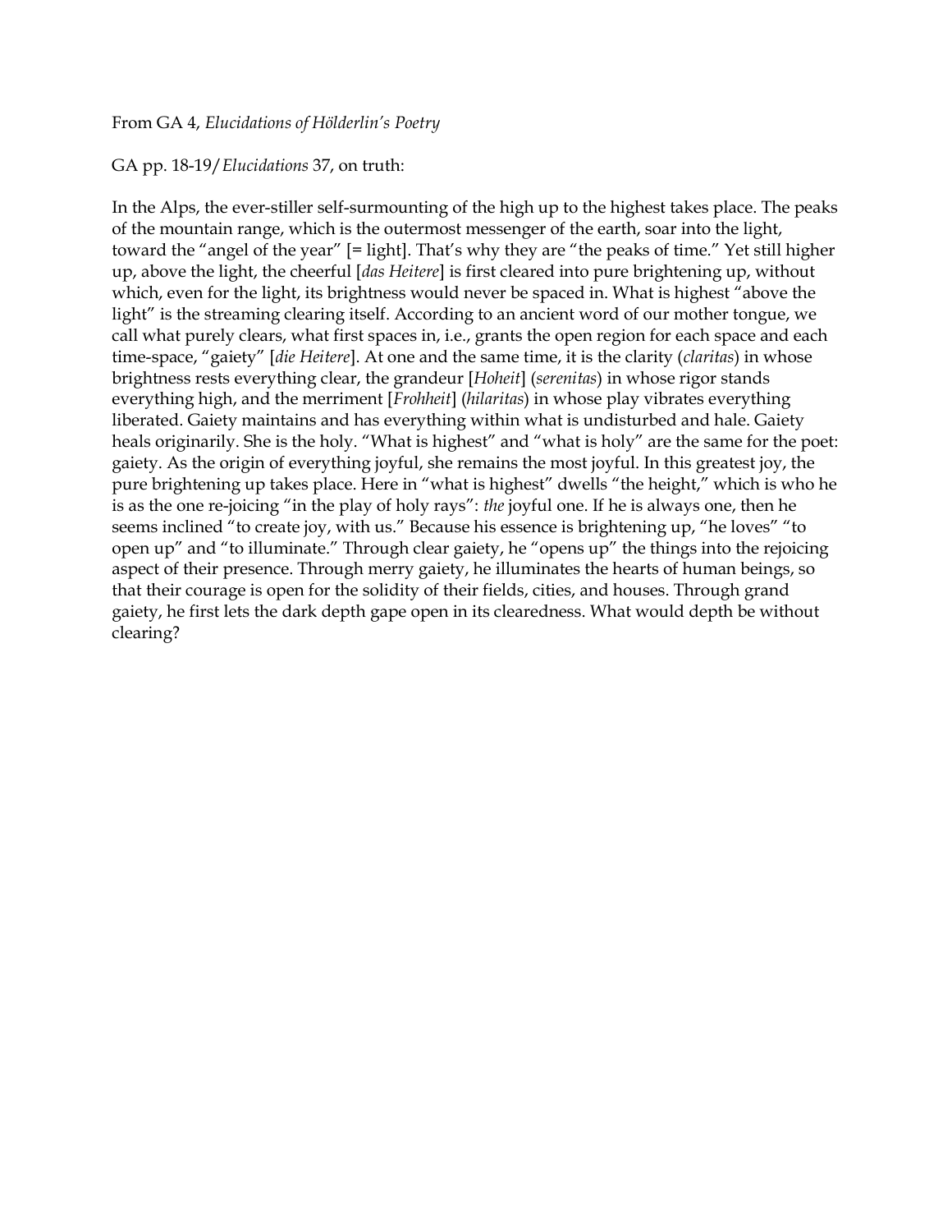From GA 4, *Elucidations of Hölderlin's Poetry*

GA pp. 18-19/*Elucidations* 37, on truth:

In the Alps, the ever-stiller self-surmounting of the high up to the highest takes place. The peaks of the mountain range, which is the outermost messenger of the earth, soar into the light, toward the "angel of the year" [= light]. That's why they are "the peaks of time." Yet still higher up, above the light, the cheerful [*das Heitere*] is first cleared into pure brightening up, without which, even for the light, its brightness would never be spaced in. What is highest "above the light" is the streaming clearing itself. According to an ancient word of our mother tongue, we call what purely clears, what first spaces in, i.e., grants the open region for each space and each time-space, "gaiety" [*die Heitere*]. At one and the same time, it is the clarity (*claritas*) in whose brightness rests everything clear, the grandeur [*Hoheit*] (*serenitas*) in whose rigor stands everything high, and the merriment [*Frohheit*] (*hilaritas*) in whose play vibrates everything liberated. Gaiety maintains and has everything within what is undisturbed and hale. Gaiety heals originarily. She is the holy. "What is highest" and "what is holy" are the same for the poet: gaiety. As the origin of everything joyful, she remains the most joyful. In this greatest joy, the pure brightening up takes place. Here in "what is highest" dwells "the height," which is who he is as the one re-joicing "in the play of holy rays": *the* joyful one. If he is always one, then he seems inclined "to create joy, with us." Because his essence is brightening up, "he loves" "to open up" and "to illuminate." Through clear gaiety, he "opens up" the things into the rejoicing aspect of their presence. Through merry gaiety, he illuminates the hearts of human beings, so that their courage is open for the solidity of their fields, cities, and houses. Through grand gaiety, he first lets the dark depth gape open in its clearedness. What would depth be without clearing?